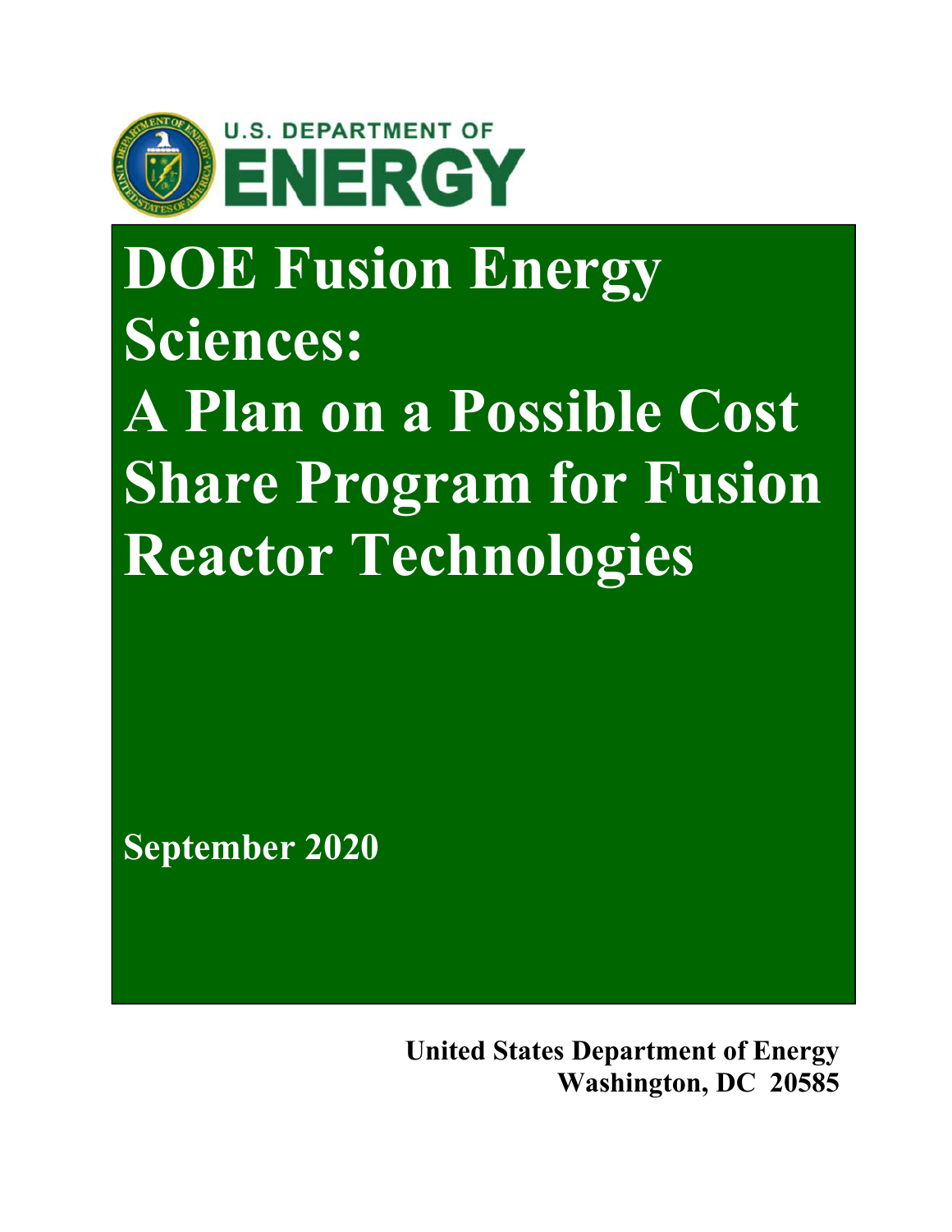U.S. DEPARTMENT OF
ENERGY

# DOE Fusion Energy Sciences: A Plan on a Possible Cost Share Program for Fusion Reactor Technologies

**September 2020**

**United States Department of Energy**
**Washington, DC 20585**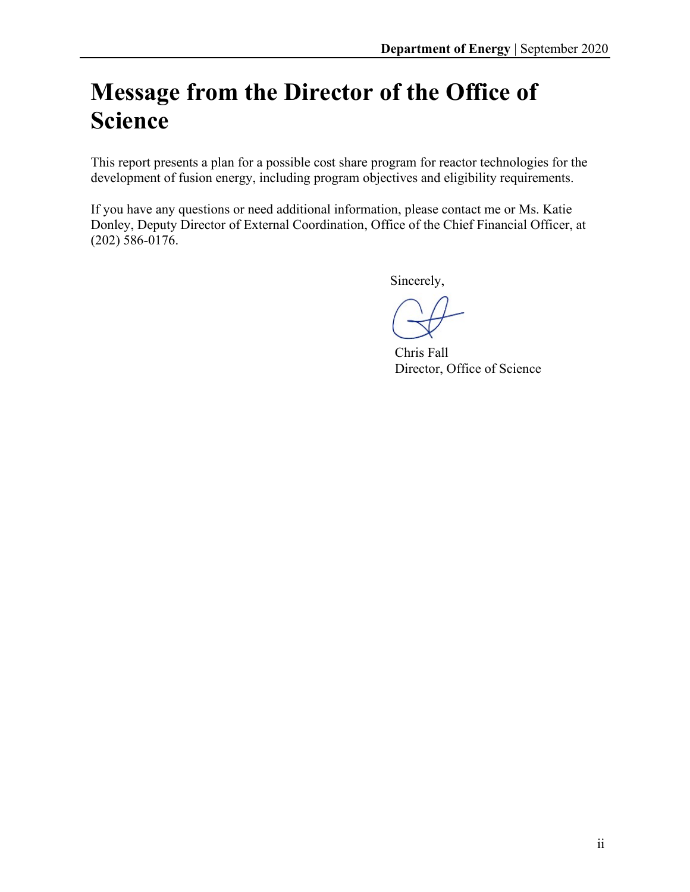# Message from the Director of the Office of Science

This report presents a plan for a possible cost share program for reactor technologies for the development of fusion energy, including program objectives and eligibility requirements.

If you have any questions or need additional information, please contact me or Ms. Katie Donley, Deputy Director of External Coordination, Office of the Chief Financial Officer, at (202) 586-0176.

Sincerely,

Chris Fall
Director, Office of Science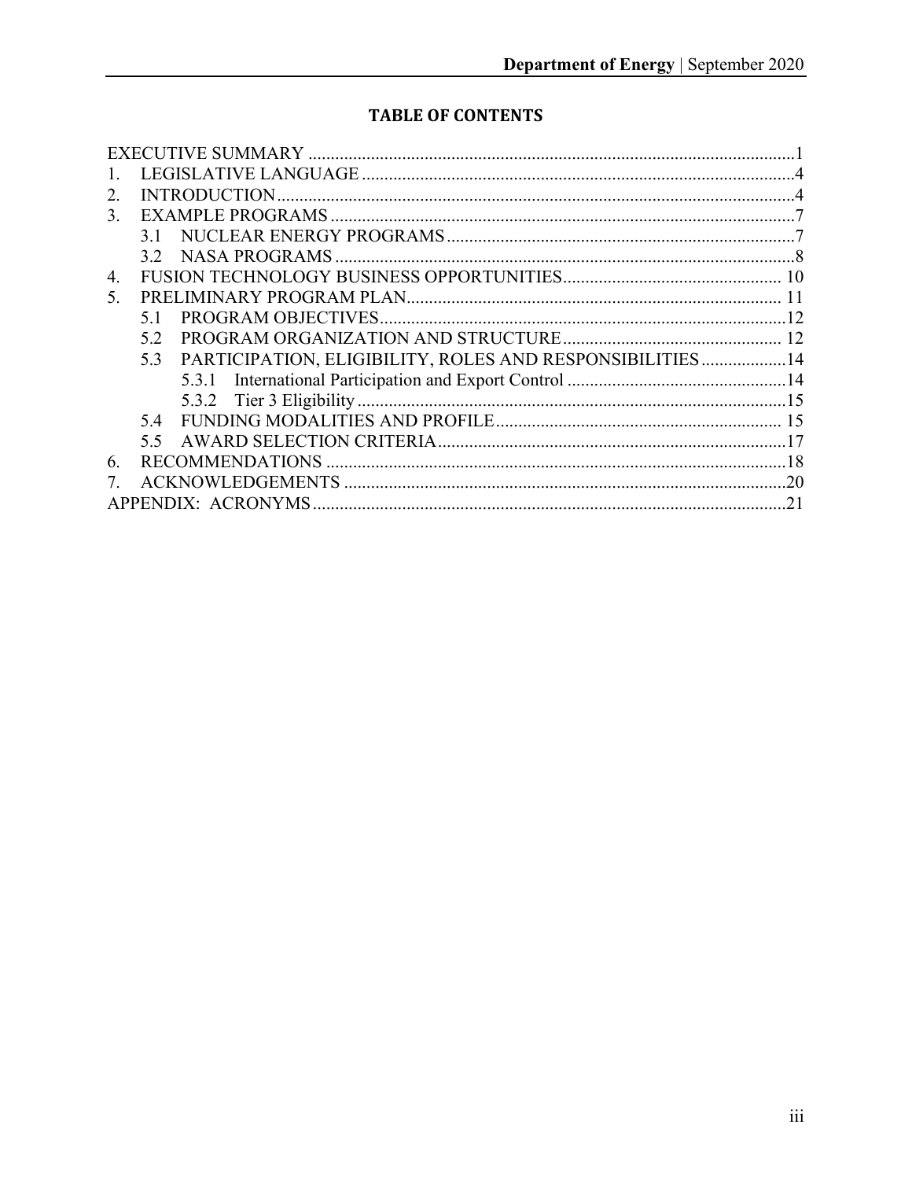## TABLE OF CONTENTS

EXECUTIVE SUMMARY ........ 1

1. LEGISLATIVE LANGUAGE ........ 4
2. INTRODUCTION ........ 4
3. EXAMPLE PROGRAMS ........ 7
   - 3.1 NUCLEAR ENERGY PROGRAMS ........ 7
   - 3.2 NASA PROGRAMS ........ 8
4. FUSION TECHNOLOGY BUSINESS OPPORTUNITIES ........ 10
5. PRELIMINARY PROGRAM PLAN ........ 11
   - 5.1 PROGRAM OBJECTIVES ........ 12
   - 5.2 PROGRAM ORGANIZATION AND STRUCTURE ........ 12
   - 5.3 PARTICIPATION, ELIGIBILITY, ROLES AND RESPONSIBILITIES ........ 14
     - 5.3.1 International Participation and Export Control ........ 14
     - 5.3.2 Tier 3 Eligibility ........ 15
   - 5.4 FUNDING MODALITIES AND PROFILE ........ 15
   - 5.5 AWARD SELECTION CRITERIA ........ 17
6. RECOMMENDATIONS ........ 18
7. ACKNOWLEDGEMENTS ........ 20

APPENDIX: ACRONYMS ........ 21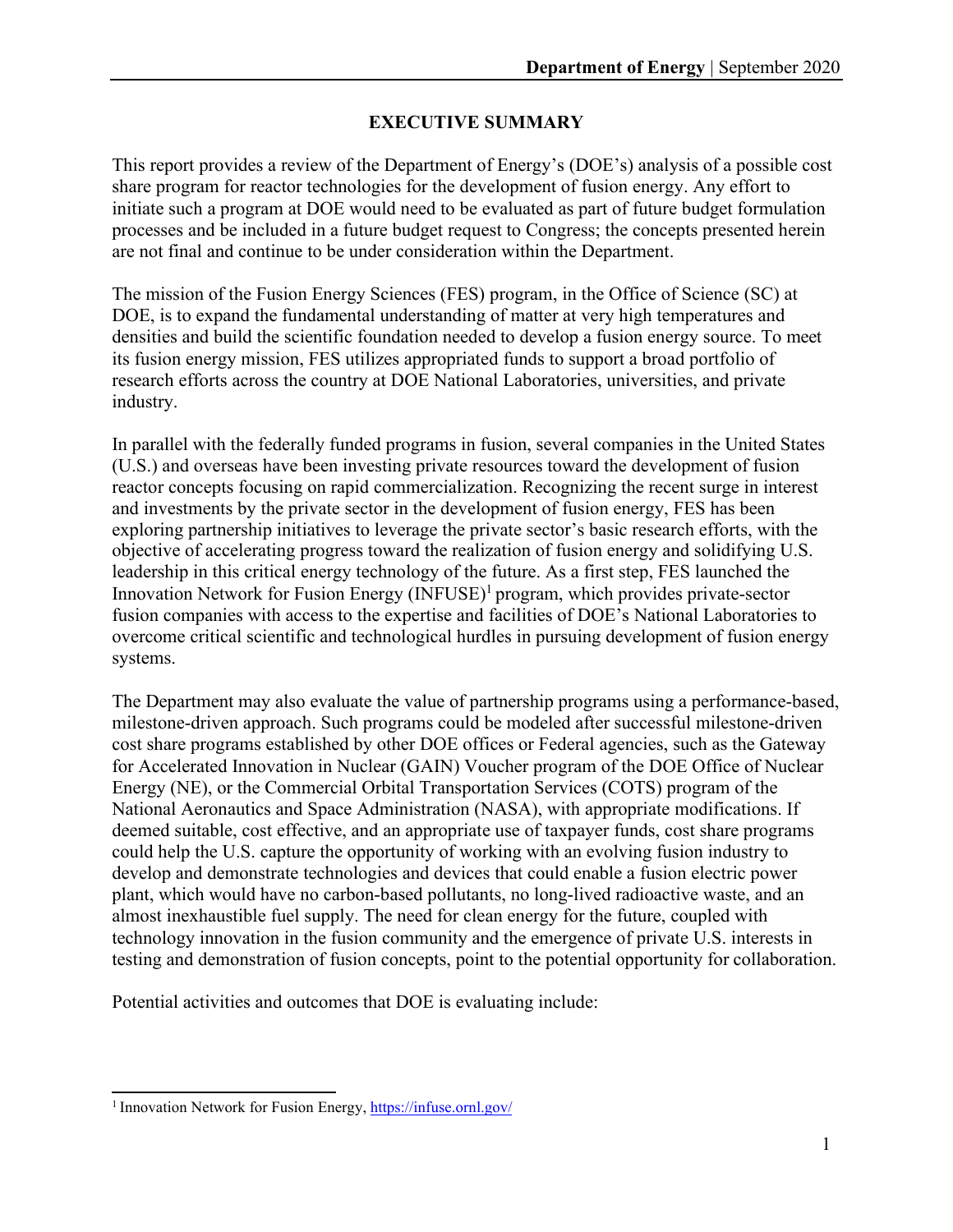## EXECUTIVE SUMMARY

This report provides a review of the Department of Energy's (DOE's) analysis of a possible cost share program for reactor technologies for the development of fusion energy. Any effort to initiate such a program at DOE would need to be evaluated as part of future budget formulation processes and be included in a future budget request to Congress; the concepts presented herein are not final and continue to be under consideration within the Department.

The mission of the Fusion Energy Sciences (FES) program, in the Office of Science (SC) at DOE, is to expand the fundamental understanding of matter at very high temperatures and densities and build the scientific foundation needed to develop a fusion energy source. To meet its fusion energy mission, FES utilizes appropriated funds to support a broad portfolio of research efforts across the country at DOE National Laboratories, universities, and private industry.

In parallel with the federally funded programs in fusion, several companies in the United States (U.S.) and overseas have been investing private resources toward the development of fusion reactor concepts focusing on rapid commercialization. Recognizing the recent surge in interest and investments by the private sector in the development of fusion energy, FES has been exploring partnership initiatives to leverage the private sector's basic research efforts, with the objective of accelerating progress toward the realization of fusion energy and solidifying U.S. leadership in this critical energy technology of the future. As a first step, FES launched the Innovation Network for Fusion Energy (INFUSE)[1] program, which provides private-sector fusion companies with access to the expertise and facilities of DOE's National Laboratories to overcome critical scientific and technological hurdles in pursuing development of fusion energy systems.

The Department may also evaluate the value of partnership programs using a performance-based, milestone-driven approach. Such programs could be modeled after successful milestone-driven cost share programs established by other DOE offices or Federal agencies, such as the Gateway for Accelerated Innovation in Nuclear (GAIN) Voucher program of the DOE Office of Nuclear Energy (NE), or the Commercial Orbital Transportation Services (COTS) program of the National Aeronautics and Space Administration (NASA), with appropriate modifications. If deemed suitable, cost effective, and an appropriate use of taxpayer funds, cost share programs could help the U.S. capture the opportunity of working with an evolving fusion industry to develop and demonstrate technologies and devices that could enable a fusion electric power plant, which would have no carbon-based pollutants, no long-lived radioactive waste, and an almost inexhaustible fuel supply. The need for clean energy for the future, coupled with technology innovation in the fusion community and the emergence of private U.S. interests in testing and demonstration of fusion concepts, point to the potential opportunity for collaboration.

Potential activities and outcomes that DOE is evaluating include:

---

[1] Innovation Network for Fusion Energy, https://infuse.ornl.gov/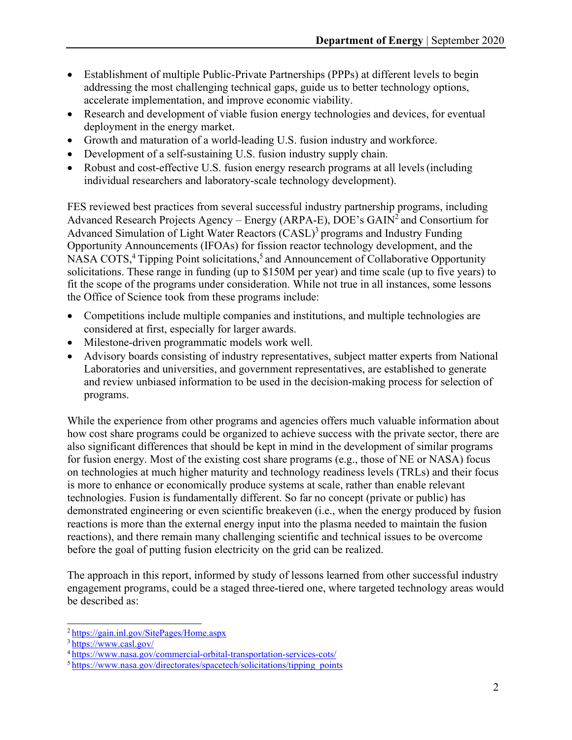- Establishment of multiple Public-Private Partnerships (PPPs) at different levels to begin addressing the most challenging technical gaps, guide us to better technology options, accelerate implementation, and improve economic viability.
- Research and development of viable fusion energy technologies and devices, for eventual deployment in the energy market.
- Growth and maturation of a world-leading U.S. fusion industry and workforce.
- Development of a self-sustaining U.S. fusion industry supply chain.
- Robust and cost-effective U.S. fusion energy research programs at all levels (including individual researchers and laboratory-scale technology development).

FES reviewed best practices from several successful industry partnership programs, including Advanced Research Projects Agency – Energy (ARPA-E), DOE's GAIN[2] and Consortium for Advanced Simulation of Light Water Reactors (CASL)[3] programs and Industry Funding Opportunity Announcements (IFOAs) for fission reactor technology development, and the NASA COTS,[4] Tipping Point solicitations,[5] and Announcement of Collaborative Opportunity solicitations. These range in funding (up to $150M per year) and time scale (up to five years) to fit the scope of the programs under consideration. While not true in all instances, some lessons the Office of Science took from these programs include:

- Competitions include multiple companies and institutions, and multiple technologies are considered at first, especially for larger awards.
- Milestone-driven programmatic models work well.
- Advisory boards consisting of industry representatives, subject matter experts from National Laboratories and universities, and government representatives, are established to generate and review unbiased information to be used in the decision-making process for selection of programs.

While the experience from other programs and agencies offers much valuable information about how cost share programs could be organized to achieve success with the private sector, there are also significant differences that should be kept in mind in the development of similar programs for fusion energy. Most of the existing cost share programs (e.g., those of NE or NASA) focus on technologies at much higher maturity and technology readiness levels (TRLs) and their focus is more to enhance or economically produce systems at scale, rather than enable relevant technologies. Fusion is fundamentally different. So far no concept (private or public) has demonstrated engineering or even scientific breakeven (i.e., when the energy produced by fusion reactions is more than the external energy input into the plasma needed to maintain the fusion reactions), and there remain many challenging scientific and technical issues to be overcome before the goal of putting fusion electricity on the grid can be realized.

The approach in this report, informed by study of lessons learned from other successful industry engagement programs, could be a staged three-tiered one, where targeted technology areas would be described as:

---

[2] https://gain.inl.gov/SitePages/Home.aspx

[3] https://www.casl.gov/

[4] https://www.nasa.gov/commercial-orbital-transportation-services-cots/

[5] https://www.nasa.gov/directorates/spacetech/solicitations/tipping_points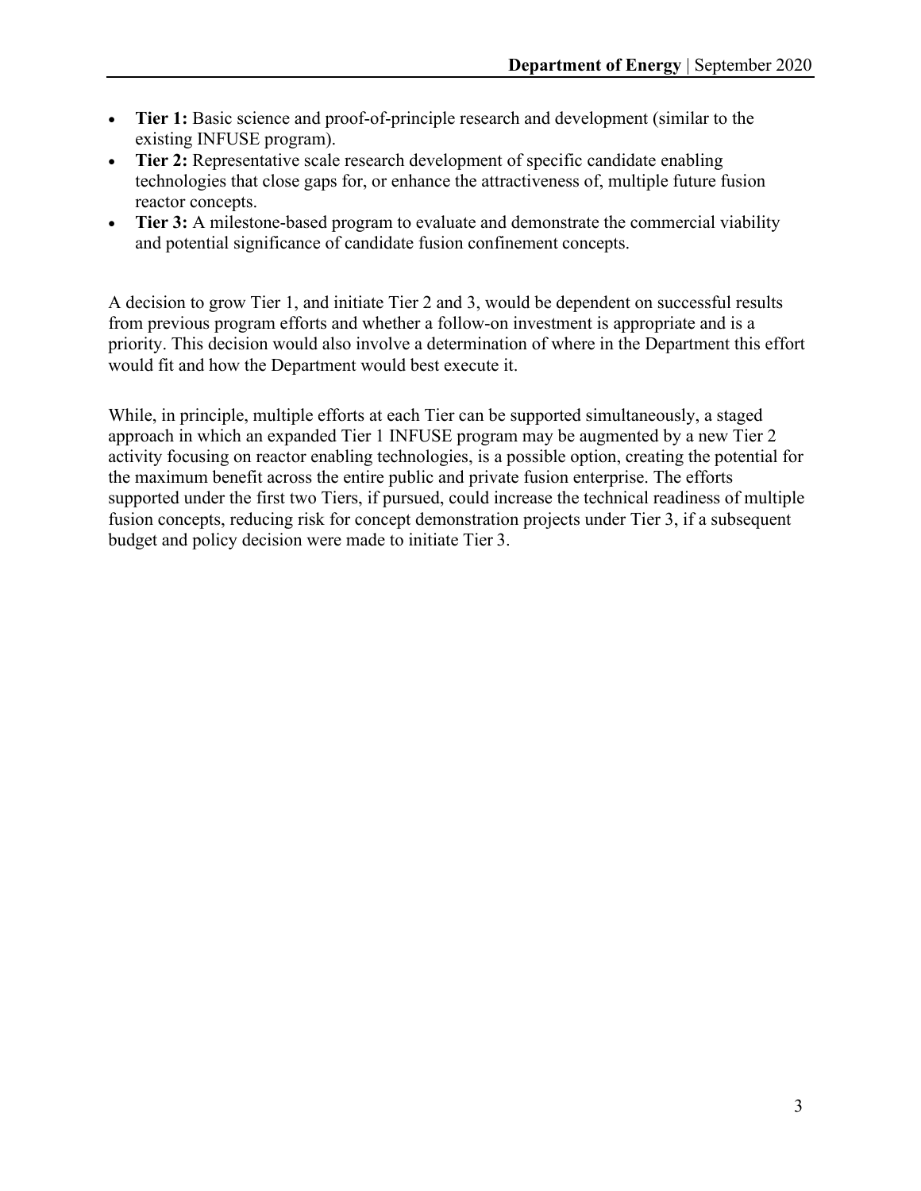- **Tier 1:** Basic science and proof-of-principle research and development (similar to the existing INFUSE program).
- **Tier 2:** Representative scale research development of specific candidate enabling technologies that close gaps for, or enhance the attractiveness of, multiple future fusion reactor concepts.
- **Tier 3:** A milestone-based program to evaluate and demonstrate the commercial viability and potential significance of candidate fusion confinement concepts.

A decision to grow Tier 1, and initiate Tier 2 and 3, would be dependent on successful results from previous program efforts and whether a follow-on investment is appropriate and is a priority. This decision would also involve a determination of where in the Department this effort would fit and how the Department would best execute it.

While, in principle, multiple efforts at each Tier can be supported simultaneously, a staged approach in which an expanded Tier 1 INFUSE program may be augmented by a new Tier 2 activity focusing on reactor enabling technologies, is a possible option, creating the potential for the maximum benefit across the entire public and private fusion enterprise. The efforts supported under the first two Tiers, if pursued, could increase the technical readiness of multiple fusion concepts, reducing risk for concept demonstration projects under Tier 3, if a subsequent budget and policy decision were made to initiate Tier 3.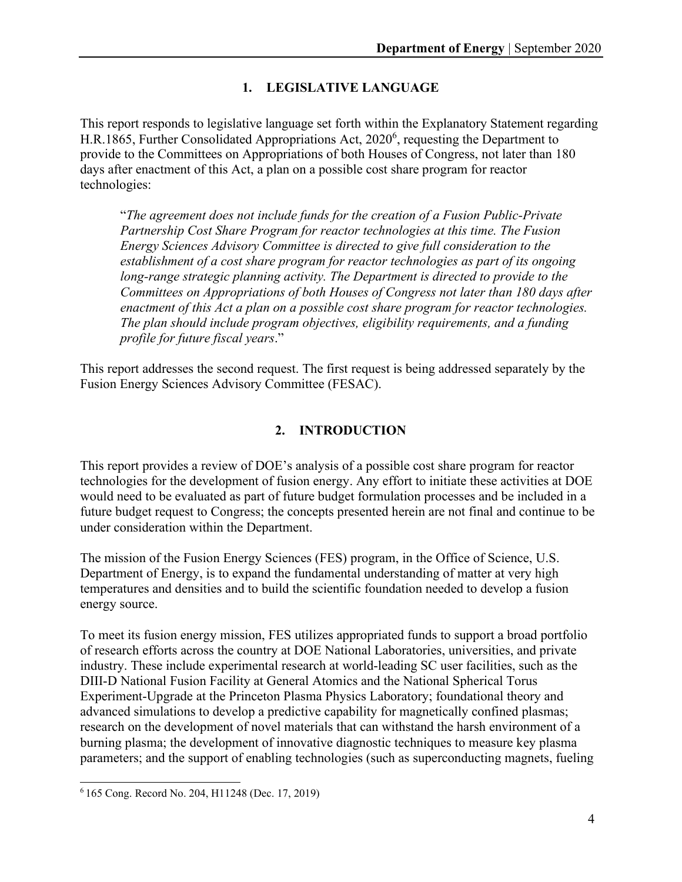## 1. LEGISLATIVE LANGUAGE

This report responds to legislative language set forth within the Explanatory Statement regarding H.R.1865, Further Consolidated Appropriations Act, 2020[6], requesting the Department to provide to the Committees on Appropriations of both Houses of Congress, not later than 180 days after enactment of this Act, a plan on a possible cost share program for reactor technologies:

> "*The agreement does not include funds for the creation of a Fusion Public-Private Partnership Cost Share Program for reactor technologies at this time. The Fusion Energy Sciences Advisory Committee is directed to give full consideration to the establishment of a cost share program for reactor technologies as part of its ongoing long-range strategic planning activity. The Department is directed to provide to the Committees on Appropriations of both Houses of Congress not later than 180 days after enactment of this Act a plan on a possible cost share program for reactor technologies. The plan should include program objectives, eligibility requirements, and a funding profile for future fiscal years*."

This report addresses the second request. The first request is being addressed separately by the Fusion Energy Sciences Advisory Committee (FESAC).

## 2. INTRODUCTION

This report provides a review of DOE's analysis of a possible cost share program for reactor technologies for the development of fusion energy. Any effort to initiate these activities at DOE would need to be evaluated as part of future budget formulation processes and be included in a future budget request to Congress; the concepts presented herein are not final and continue to be under consideration within the Department.

The mission of the Fusion Energy Sciences (FES) program, in the Office of Science, U.S. Department of Energy, is to expand the fundamental understanding of matter at very high temperatures and densities and to build the scientific foundation needed to develop a fusion energy source.

To meet its fusion energy mission, FES utilizes appropriated funds to support a broad portfolio of research efforts across the country at DOE National Laboratories, universities, and private industry. These include experimental research at world-leading SC user facilities, such as the DIII-D National Fusion Facility at General Atomics and the National Spherical Torus Experiment-Upgrade at the Princeton Plasma Physics Laboratory; foundational theory and advanced simulations to develop a predictive capability for magnetically confined plasmas; research on the development of novel materials that can withstand the harsh environment of a burning plasma; the development of innovative diagnostic techniques to measure key plasma parameters; and the support of enabling technologies (such as superconducting magnets, fueling

[6] 165 Cong. Record No. 204, H11248 (Dec. 17, 2019)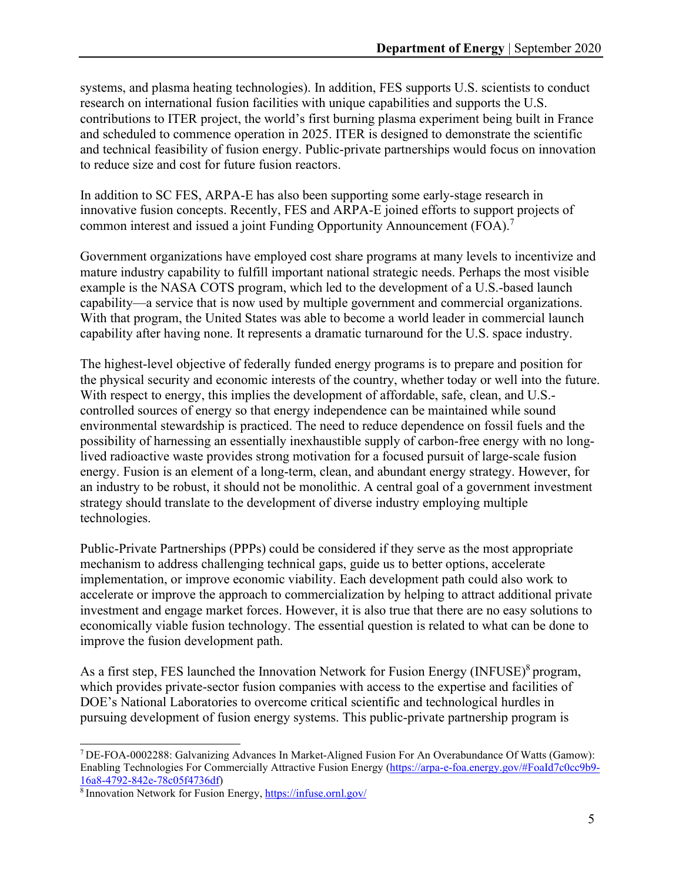systems, and plasma heating technologies). In addition, FES supports U.S. scientists to conduct research on international fusion facilities with unique capabilities and supports the U.S. contributions to ITER project, the world's first burning plasma experiment being built in France and scheduled to commence operation in 2025. ITER is designed to demonstrate the scientific and technical feasibility of fusion energy. Public-private partnerships would focus on innovation to reduce size and cost for future fusion reactors.

In addition to SC FES, ARPA-E has also been supporting some early-stage research in innovative fusion concepts. Recently, FES and ARPA-E joined efforts to support projects of common interest and issued a joint Funding Opportunity Announcement (FOA).[7]

Government organizations have employed cost share programs at many levels to incentivize and mature industry capability to fulfill important national strategic needs. Perhaps the most visible example is the NASA COTS program, which led to the development of a U.S.-based launch capability—a service that is now used by multiple government and commercial organizations. With that program, the United States was able to become a world leader in commercial launch capability after having none. It represents a dramatic turnaround for the U.S. space industry.

The highest-level objective of federally funded energy programs is to prepare and position for the physical security and economic interests of the country, whether today or well into the future. With respect to energy, this implies the development of affordable, safe, clean, and U.S.-controlled sources of energy so that energy independence can be maintained while sound environmental stewardship is practiced. The need to reduce dependence on fossil fuels and the possibility of harnessing an essentially inexhaustible supply of carbon-free energy with no long-lived radioactive waste provides strong motivation for a focused pursuit of large-scale fusion energy. Fusion is an element of a long-term, clean, and abundant energy strategy. However, for an industry to be robust, it should not be monolithic. A central goal of a government investment strategy should translate to the development of diverse industry employing multiple technologies.

Public-Private Partnerships (PPPs) could be considered if they serve as the most appropriate mechanism to address challenging technical gaps, guide us to better options, accelerate implementation, or improve economic viability. Each development path could also work to accelerate or improve the approach to commercialization by helping to attract additional private investment and engage market forces. However, it is also true that there are no easy solutions to economically viable fusion technology. The essential question is related to what can be done to improve the fusion development path.

As a first step, FES launched the Innovation Network for Fusion Energy (INFUSE)[8] program, which provides private-sector fusion companies with access to the expertise and facilities of DOE's National Laboratories to overcome critical scientific and technological hurdles in pursuing development of fusion energy systems. This public-private partnership program is

---

[7] DE-FOA-0002288: Galvanizing Advances In Market-Aligned Fusion For An Overabundance Of Watts (Gamow): Enabling Technologies For Commercially Attractive Fusion Energy (https://arpa-e-foa.energy.gov/#FoaId7c0cc9b9-16a8-4792-842e-78c05f4736df)

[8] Innovation Network for Fusion Energy, https://infuse.ornl.gov/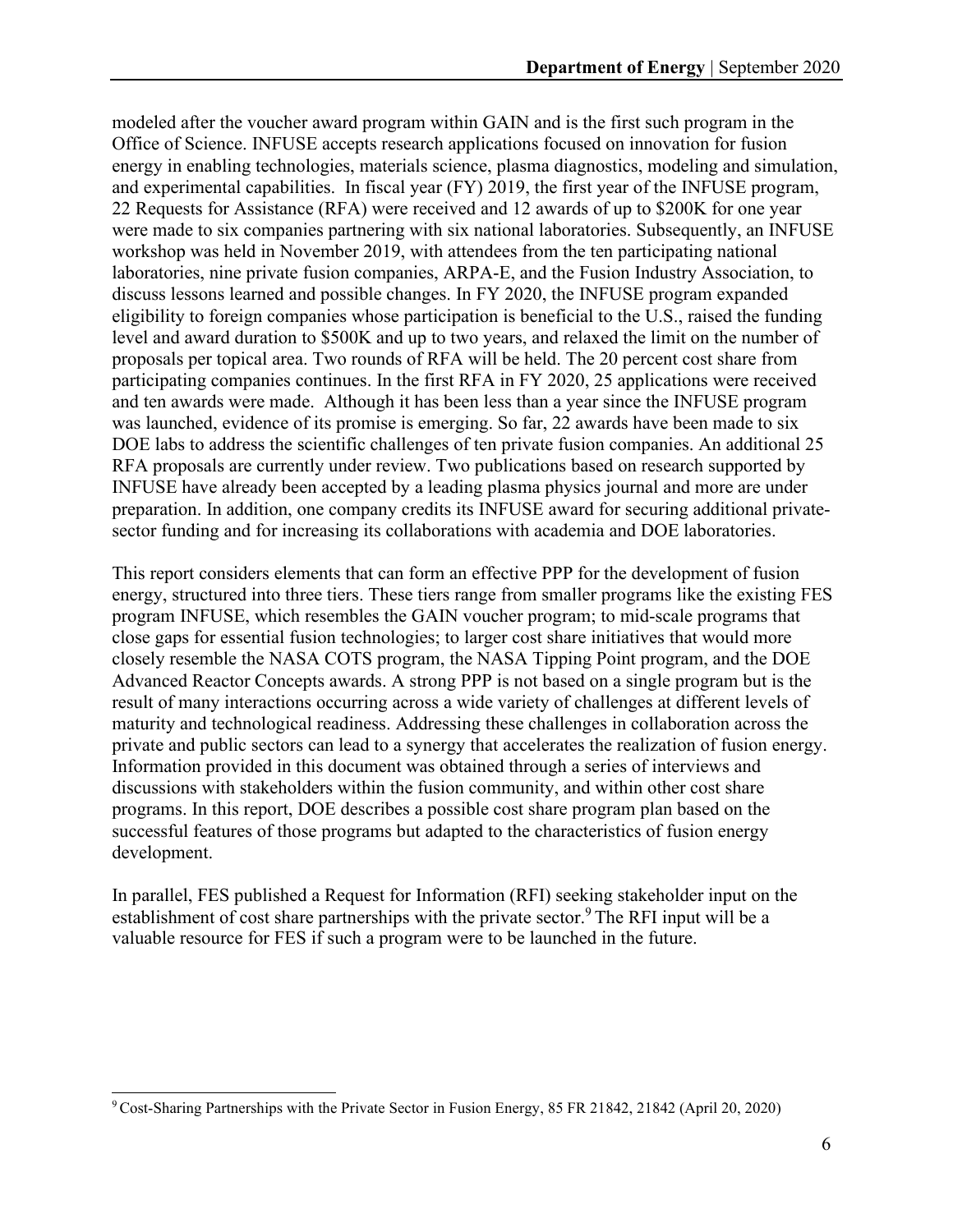modeled after the voucher award program within GAIN and is the first such program in the Office of Science. INFUSE accepts research applications focused on innovation for fusion energy in enabling technologies, materials science, plasma diagnostics, modeling and simulation, and experimental capabilities. In fiscal year (FY) 2019, the first year of the INFUSE program, 22 Requests for Assistance (RFA) were received and 12 awards of up to $200K for one year were made to six companies partnering with six national laboratories. Subsequently, an INFUSE workshop was held in November 2019, with attendees from the ten participating national laboratories, nine private fusion companies, ARPA-E, and the Fusion Industry Association, to discuss lessons learned and possible changes. In FY 2020, the INFUSE program expanded eligibility to foreign companies whose participation is beneficial to the U.S., raised the funding level and award duration to $500K and up to two years, and relaxed the limit on the number of proposals per topical area. Two rounds of RFA will be held. The 20 percent cost share from participating companies continues. In the first RFA in FY 2020, 25 applications were received and ten awards were made. Although it has been less than a year since the INFUSE program was launched, evidence of its promise is emerging. So far, 22 awards have been made to six DOE labs to address the scientific challenges of ten private fusion companies. An additional 25 RFA proposals are currently under review. Two publications based on research supported by INFUSE have already been accepted by a leading plasma physics journal and more are under preparation. In addition, one company credits its INFUSE award for securing additional private-sector funding and for increasing its collaborations with academia and DOE laboratories.

This report considers elements that can form an effective PPP for the development of fusion energy, structured into three tiers. These tiers range from smaller programs like the existing FES program INFUSE, which resembles the GAIN voucher program; to mid-scale programs that close gaps for essential fusion technologies; to larger cost share initiatives that would more closely resemble the NASA COTS program, the NASA Tipping Point program, and the DOE Advanced Reactor Concepts awards. A strong PPP is not based on a single program but is the result of many interactions occurring across a wide variety of challenges at different levels of maturity and technological readiness. Addressing these challenges in collaboration across the private and public sectors can lead to a synergy that accelerates the realization of fusion energy. Information provided in this document was obtained through a series of interviews and discussions with stakeholders within the fusion community, and within other cost share programs. In this report, DOE describes a possible cost share program plan based on the successful features of those programs but adapted to the characteristics of fusion energy development.

In parallel, FES published a Request for Information (RFI) seeking stakeholder input on the establishment of cost share partnerships with the private sector.[9] The RFI input will be a valuable resource for FES if such a program were to be launched in the future.

---

[9] Cost-Sharing Partnerships with the Private Sector in Fusion Energy, 85 FR 21842, 21842 (April 20, 2020)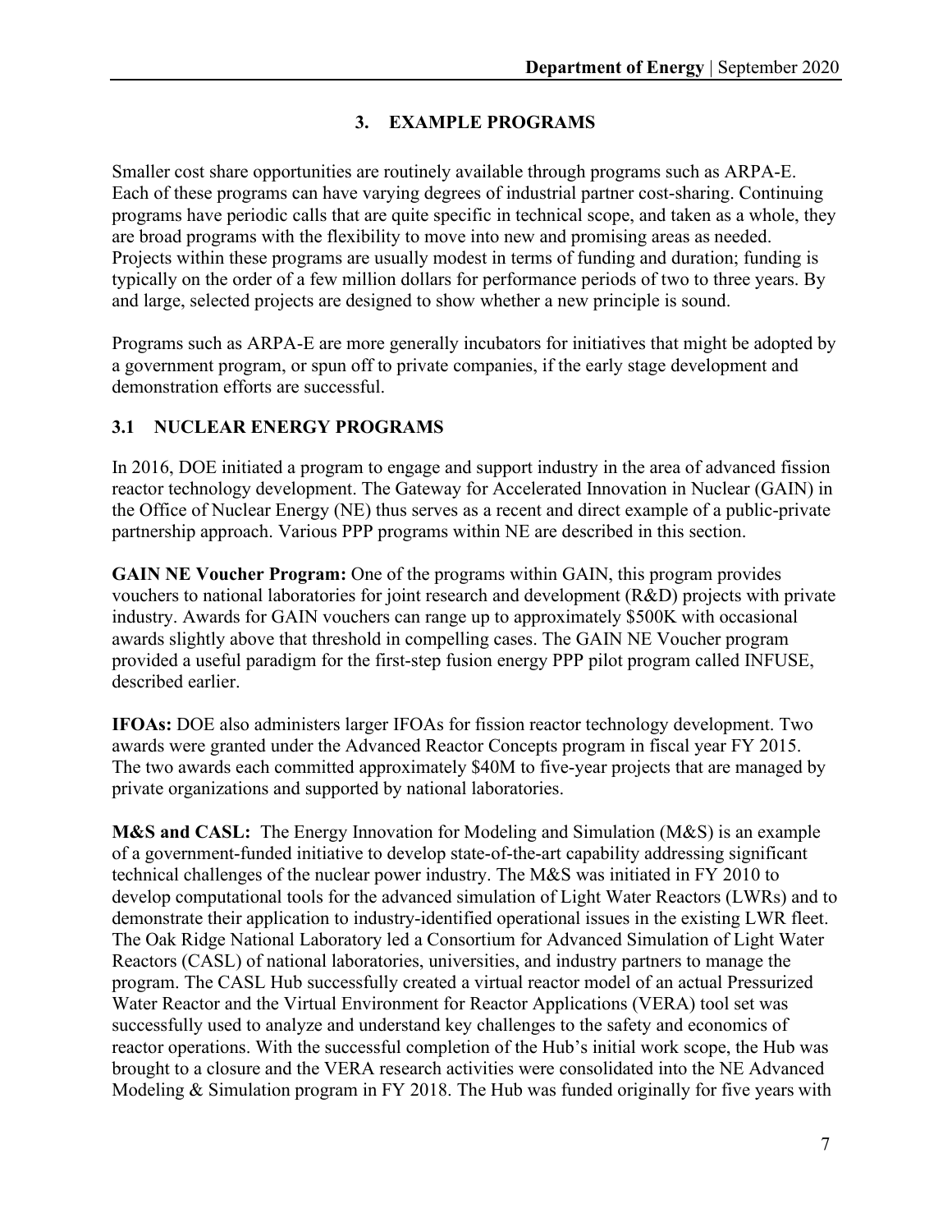## 3. EXAMPLE PROGRAMS

Smaller cost share opportunities are routinely available through programs such as ARPA-E. Each of these programs can have varying degrees of industrial partner cost-sharing. Continuing programs have periodic calls that are quite specific in technical scope, and taken as a whole, they are broad programs with the flexibility to move into new and promising areas as needed. Projects within these programs are usually modest in terms of funding and duration; funding is typically on the order of a few million dollars for performance periods of two to three years. By and large, selected projects are designed to show whether a new principle is sound.

Programs such as ARPA-E are more generally incubators for initiatives that might be adopted by a government program, or spun off to private companies, if the early stage development and demonstration efforts are successful.

### 3.1 NUCLEAR ENERGY PROGRAMS

In 2016, DOE initiated a program to engage and support industry in the area of advanced fission reactor technology development. The Gateway for Accelerated Innovation in Nuclear (GAIN) in the Office of Nuclear Energy (NE) thus serves as a recent and direct example of a public-private partnership approach. Various PPP programs within NE are described in this section.

**GAIN NE Voucher Program:** One of the programs within GAIN, this program provides vouchers to national laboratories for joint research and development (R&D) projects with private industry. Awards for GAIN vouchers can range up to approximately $500K with occasional awards slightly above that threshold in compelling cases. The GAIN NE Voucher program provided a useful paradigm for the first-step fusion energy PPP pilot program called INFUSE, described earlier.

**IFOAs:** DOE also administers larger IFOAs for fission reactor technology development. Two awards were granted under the Advanced Reactor Concepts program in fiscal year FY 2015. The two awards each committed approximately $40M to five-year projects that are managed by private organizations and supported by national laboratories.

**M&S and CASL:** The Energy Innovation for Modeling and Simulation (M&S) is an example of a government-funded initiative to develop state-of-the-art capability addressing significant technical challenges of the nuclear power industry. The M&S was initiated in FY 2010 to develop computational tools for the advanced simulation of Light Water Reactors (LWRs) and to demonstrate their application to industry-identified operational issues in the existing LWR fleet. The Oak Ridge National Laboratory led a Consortium for Advanced Simulation of Light Water Reactors (CASL) of national laboratories, universities, and industry partners to manage the program. The CASL Hub successfully created a virtual reactor model of an actual Pressurized Water Reactor and the Virtual Environment for Reactor Applications (VERA) tool set was successfully used to analyze and understand key challenges to the safety and economics of reactor operations. With the successful completion of the Hub's initial work scope, the Hub was brought to a closure and the VERA research activities were consolidated into the NE Advanced Modeling & Simulation program in FY 2018. The Hub was funded originally for five years with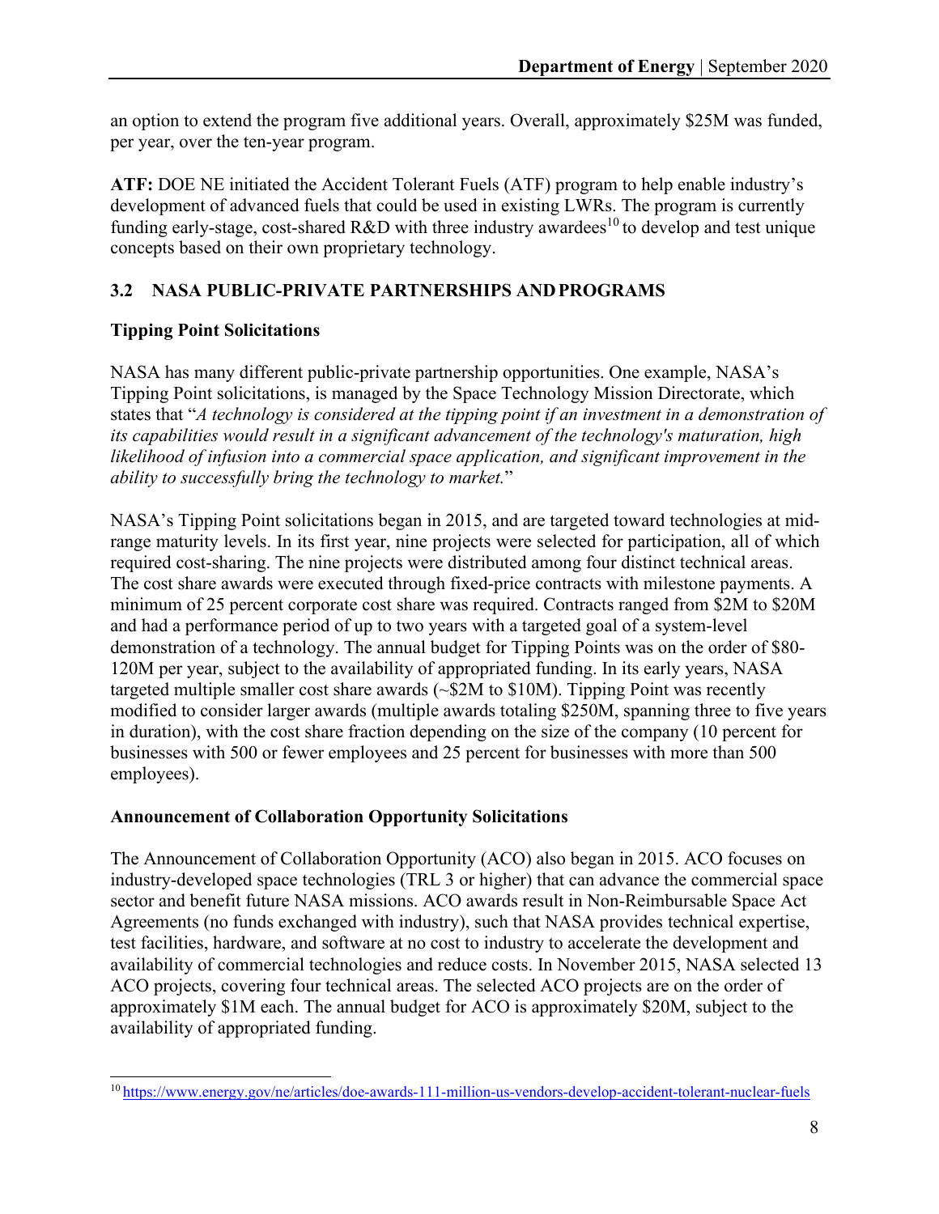an option to extend the program five additional years. Overall, approximately \$25M was funded, per year, over the ten-year program.

**ATF:** DOE NE initiated the Accident Tolerant Fuels (ATF) program to help enable industry's development of advanced fuels that could be used in existing LWRs. The program is currently funding early-stage, cost-shared R&D with three industry awardees[10] to develop and test unique concepts based on their own proprietary technology.

### 3.2 NASA PUBLIC-PRIVATE PARTNERSHIPS AND PROGRAMS

**Tipping Point Solicitations**

NASA has many different public-private partnership opportunities. One example, NASA's Tipping Point solicitations, is managed by the Space Technology Mission Directorate, which states that "*A technology is considered at the tipping point if an investment in a demonstration of its capabilities would result in a significant advancement of the technology's maturation, high likelihood of infusion into a commercial space application, and significant improvement in the ability to successfully bring the technology to market.*"

NASA's Tipping Point solicitations began in 2015, and are targeted toward technologies at mid-range maturity levels. In its first year, nine projects were selected for participation, all of which required cost-sharing. The nine projects were distributed among four distinct technical areas. The cost share awards were executed through fixed-price contracts with milestone payments. A minimum of 25 percent corporate cost share was required. Contracts ranged from \$2M to \$20M and had a performance period of up to two years with a targeted goal of a system-level demonstration of a technology. The annual budget for Tipping Points was on the order of \$80-120M per year, subject to the availability of appropriated funding. In its early years, NASA targeted multiple smaller cost share awards (~\$2M to \$10M). Tipping Point was recently modified to consider larger awards (multiple awards totaling \$250M, spanning three to five years in duration), with the cost share fraction depending on the size of the company (10 percent for businesses with 500 or fewer employees and 25 percent for businesses with more than 500 employees).

**Announcement of Collaboration Opportunity Solicitations**

The Announcement of Collaboration Opportunity (ACO) also began in 2015. ACO focuses on industry-developed space technologies (TRL 3 or higher) that can advance the commercial space sector and benefit future NASA missions. ACO awards result in Non-Reimbursable Space Act Agreements (no funds exchanged with industry), such that NASA provides technical expertise, test facilities, hardware, and software at no cost to industry to accelerate the development and availability of commercial technologies and reduce costs. In November 2015, NASA selected 13 ACO projects, covering four technical areas. The selected ACO projects are on the order of approximately \$1M each. The annual budget for ACO is approximately \$20M, subject to the availability of appropriated funding.

---

[10] https://www.energy.gov/ne/articles/doe-awards-111-million-us-vendors-develop-accident-tolerant-nuclear-fuels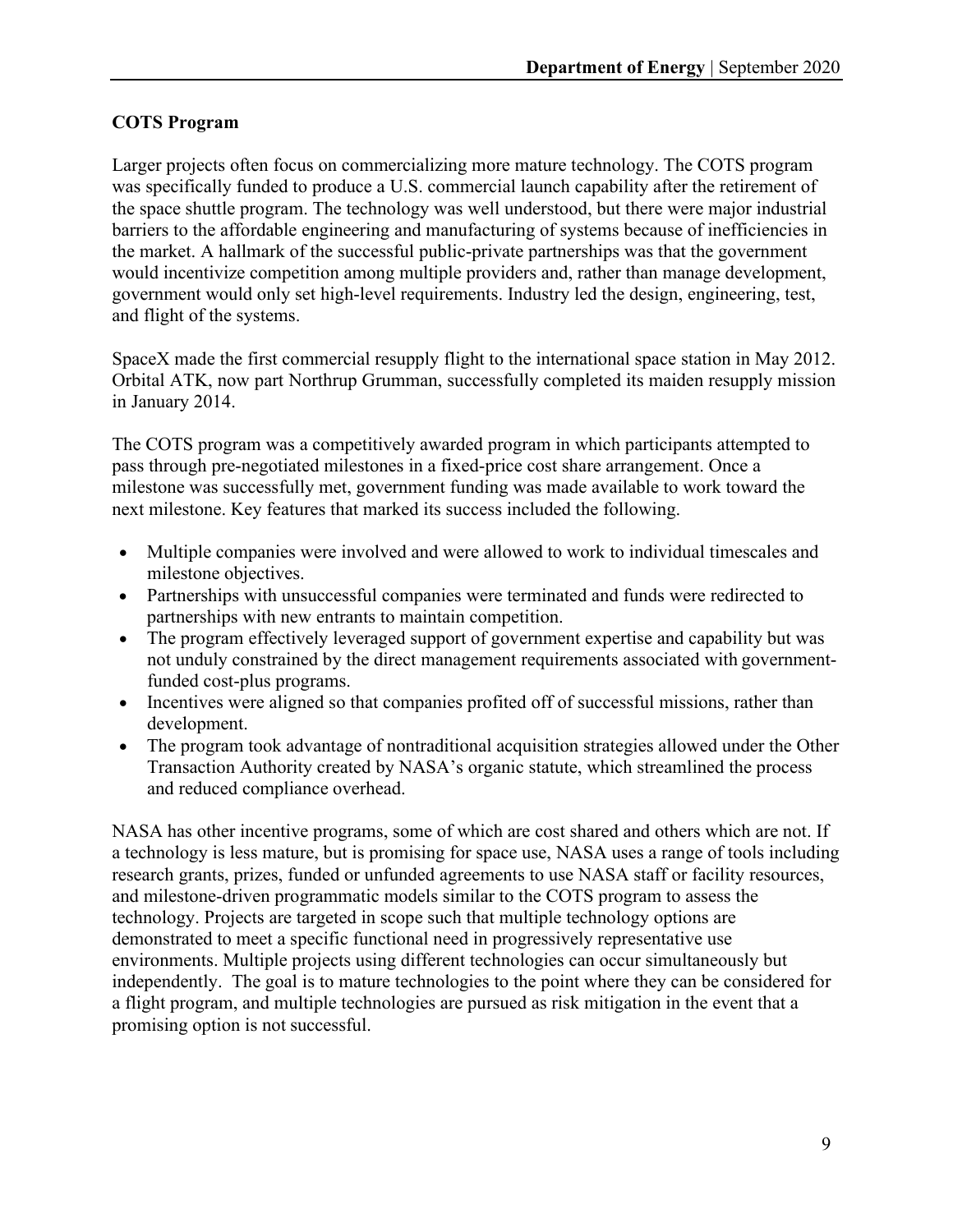**COTS Program**

Larger projects often focus on commercializing more mature technology. The COTS program was specifically funded to produce a U.S. commercial launch capability after the retirement of the space shuttle program. The technology was well understood, but there were major industrial barriers to the affordable engineering and manufacturing of systems because of inefficiencies in the market. A hallmark of the successful public-private partnerships was that the government would incentivize competition among multiple providers and, rather than manage development, government would only set high-level requirements. Industry led the design, engineering, test, and flight of the systems.

SpaceX made the first commercial resupply flight to the international space station in May 2012. Orbital ATK, now part Northrup Grumman, successfully completed its maiden resupply mission in January 2014.

The COTS program was a competitively awarded program in which participants attempted to pass through pre-negotiated milestones in a fixed-price cost share arrangement. Once a milestone was successfully met, government funding was made available to work toward the next milestone. Key features that marked its success included the following.

- Multiple companies were involved and were allowed to work to individual timescales and milestone objectives.
- Partnerships with unsuccessful companies were terminated and funds were redirected to partnerships with new entrants to maintain competition.
- The program effectively leveraged support of government expertise and capability but was not unduly constrained by the direct management requirements associated with government-funded cost-plus programs.
- Incentives were aligned so that companies profited off of successful missions, rather than development.
- The program took advantage of nontraditional acquisition strategies allowed under the Other Transaction Authority created by NASA's organic statute, which streamlined the process and reduced compliance overhead.

NASA has other incentive programs, some of which are cost shared and others which are not. If a technology is less mature, but is promising for space use, NASA uses a range of tools including research grants, prizes, funded or unfunded agreements to use NASA staff or facility resources, and milestone-driven programmatic models similar to the COTS program to assess the technology. Projects are targeted in scope such that multiple technology options are demonstrated to meet a specific functional need in progressively representative use environments. Multiple projects using different technologies can occur simultaneously but independently. The goal is to mature technologies to the point where they can be considered for a flight program, and multiple technologies are pursued as risk mitigation in the event that a promising option is not successful.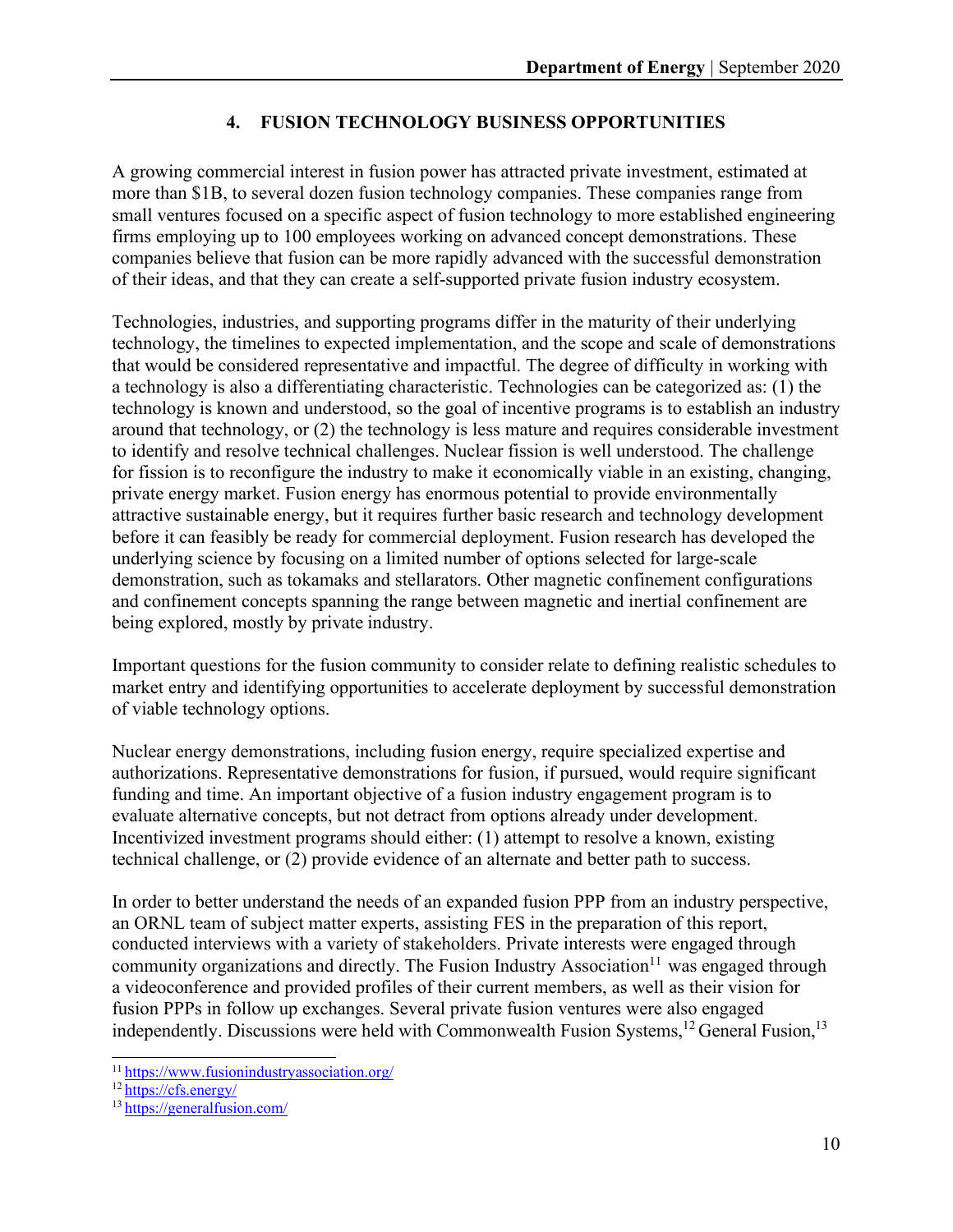## 4. FUSION TECHNOLOGY BUSINESS OPPORTUNITIES

A growing commercial interest in fusion power has attracted private investment, estimated at more than $1B, to several dozen fusion technology companies. These companies range from small ventures focused on a specific aspect of fusion technology to more established engineering firms employing up to 100 employees working on advanced concept demonstrations. These companies believe that fusion can be more rapidly advanced with the successful demonstration of their ideas, and that they can create a self-supported private fusion industry ecosystem.

Technologies, industries, and supporting programs differ in the maturity of their underlying technology, the timelines to expected implementation, and the scope and scale of demonstrations that would be considered representative and impactful. The degree of difficulty in working with a technology is also a differentiating characteristic. Technologies can be categorized as: (1) the technology is known and understood, so the goal of incentive programs is to establish an industry around that technology, or (2) the technology is less mature and requires considerable investment to identify and resolve technical challenges. Nuclear fission is well understood. The challenge for fission is to reconfigure the industry to make it economically viable in an existing, changing, private energy market. Fusion energy has enormous potential to provide environmentally attractive sustainable energy, but it requires further basic research and technology development before it can feasibly be ready for commercial deployment. Fusion research has developed the underlying science by focusing on a limited number of options selected for large-scale demonstration, such as tokamaks and stellarators. Other magnetic confinement configurations and confinement concepts spanning the range between magnetic and inertial confinement are being explored, mostly by private industry.

Important questions for the fusion community to consider relate to defining realistic schedules to market entry and identifying opportunities to accelerate deployment by successful demonstration of viable technology options.

Nuclear energy demonstrations, including fusion energy, require specialized expertise and authorizations. Representative demonstrations for fusion, if pursued, would require significant funding and time. An important objective of a fusion industry engagement program is to evaluate alternative concepts, but not detract from options already under development. Incentivized investment programs should either: (1) attempt to resolve a known, existing technical challenge, or (2) provide evidence of an alternate and better path to success.

In order to better understand the needs of an expanded fusion PPP from an industry perspective, an ORNL team of subject matter experts, assisting FES in the preparation of this report, conducted interviews with a variety of stakeholders. Private interests were engaged through community organizations and directly. The Fusion Industry Association[11] was engaged through a videoconference and provided profiles of their current members, as well as their vision for fusion PPPs in follow up exchanges. Several private fusion ventures were also engaged independently. Discussions were held with Commonwealth Fusion Systems,[12] General Fusion,[13]

[11] https://www.fusionindustryassociation.org/

[12] https://cfs.energy/

[13] https://generalfusion.com/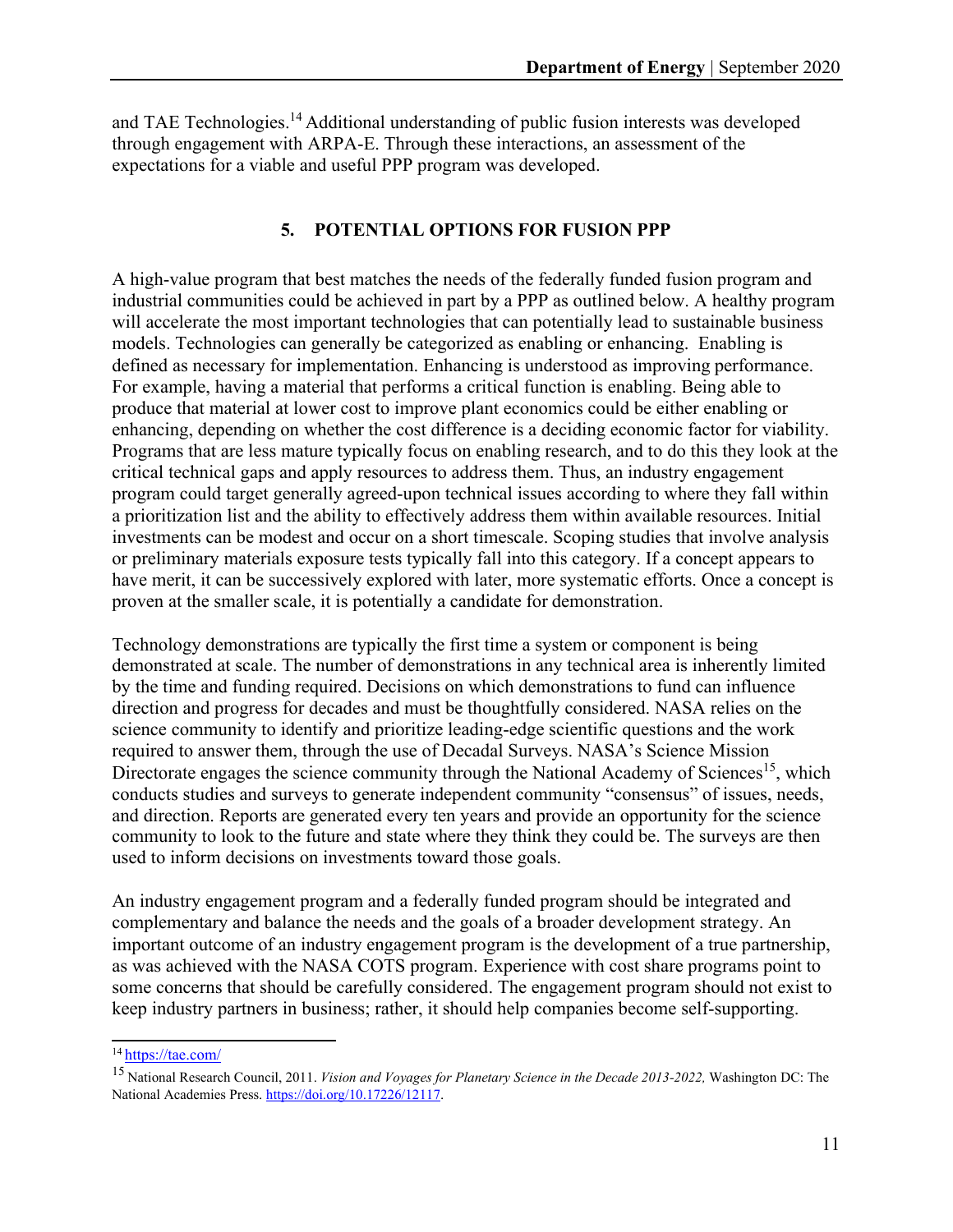and TAE Technologies.[14] Additional understanding of public fusion interests was developed through engagement with ARPA-E. Through these interactions, an assessment of the expectations for a viable and useful PPP program was developed.

## 5. POTENTIAL OPTIONS FOR FUSION PPP

A high-value program that best matches the needs of the federally funded fusion program and industrial communities could be achieved in part by a PPP as outlined below. A healthy program will accelerate the most important technologies that can potentially lead to sustainable business models. Technologies can generally be categorized as enabling or enhancing. Enabling is defined as necessary for implementation. Enhancing is understood as improving performance. For example, having a material that performs a critical function is enabling. Being able to produce that material at lower cost to improve plant economics could be either enabling or enhancing, depending on whether the cost difference is a deciding economic factor for viability. Programs that are less mature typically focus on enabling research, and to do this they look at the critical technical gaps and apply resources to address them. Thus, an industry engagement program could target generally agreed-upon technical issues according to where they fall within a prioritization list and the ability to effectively address them within available resources. Initial investments can be modest and occur on a short timescale. Scoping studies that involve analysis or preliminary materials exposure tests typically fall into this category. If a concept appears to have merit, it can be successively explored with later, more systematic efforts. Once a concept is proven at the smaller scale, it is potentially a candidate for demonstration.

Technology demonstrations are typically the first time a system or component is being demonstrated at scale. The number of demonstrations in any technical area is inherently limited by the time and funding required. Decisions on which demonstrations to fund can influence direction and progress for decades and must be thoughtfully considered. NASA relies on the science community to identify and prioritize leading-edge scientific questions and the work required to answer them, through the use of Decadal Surveys. NASA's Science Mission Directorate engages the science community through the National Academy of Sciences[15], which conducts studies and surveys to generate independent community "consensus" of issues, needs, and direction. Reports are generated every ten years and provide an opportunity for the science community to look to the future and state where they think they could be. The surveys are then used to inform decisions on investments toward those goals.

An industry engagement program and a federally funded program should be integrated and complementary and balance the needs and the goals of a broader development strategy. An important outcome of an industry engagement program is the development of a true partnership, as was achieved with the NASA COTS program. Experience with cost share programs point to some concerns that should be carefully considered. The engagement program should not exist to keep industry partners in business; rather, it should help companies become self-supporting.

---

[14] https://tae.com/

[15] National Research Council, 2011. *Vision and Voyages for Planetary Science in the Decade 2013-2022,* Washington DC: The National Academies Press. https://doi.org/10.17226/12117.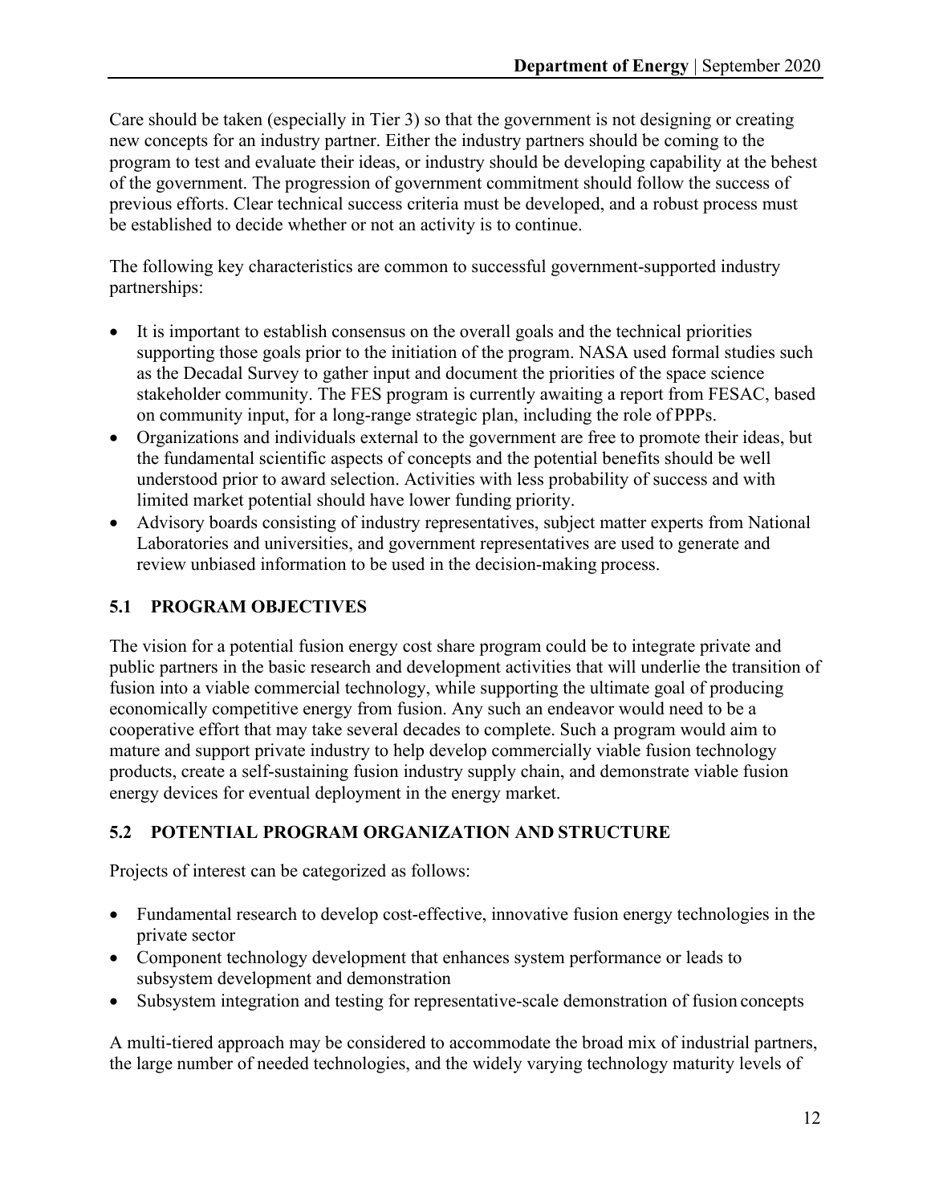Care should be taken (especially in Tier 3) so that the government is not designing or creating new concepts for an industry partner. Either the industry partners should be coming to the program to test and evaluate their ideas, or industry should be developing capability at the behest of the government. The progression of government commitment should follow the success of previous efforts. Clear technical success criteria must be developed, and a robust process must be established to decide whether or not an activity is to continue.

The following key characteristics are common to successful government-supported industry partnerships:

- It is important to establish consensus on the overall goals and the technical priorities supporting those goals prior to the initiation of the program. NASA used formal studies such as the Decadal Survey to gather input and document the priorities of the space science stakeholder community. The FES program is currently awaiting a report from FESAC, based on community input, for a long-range strategic plan, including the role of PPPs.
- Organizations and individuals external to the government are free to promote their ideas, but the fundamental scientific aspects of concepts and the potential benefits should be well understood prior to award selection. Activities with less probability of success and with limited market potential should have lower funding priority.
- Advisory boards consisting of industry representatives, subject matter experts from National Laboratories and universities, and government representatives are used to generate and review unbiased information to be used in the decision-making process.

## 5.1 PROGRAM OBJECTIVES

The vision for a potential fusion energy cost share program could be to integrate private and public partners in the basic research and development activities that will underlie the transition of fusion into a viable commercial technology, while supporting the ultimate goal of producing economically competitive energy from fusion. Any such an endeavor would need to be a cooperative effort that may take several decades to complete. Such a program would aim to mature and support private industry to help develop commercially viable fusion technology products, create a self-sustaining fusion industry supply chain, and demonstrate viable fusion energy devices for eventual deployment in the energy market.

## 5.2 POTENTIAL PROGRAM ORGANIZATION AND STRUCTURE

Projects of interest can be categorized as follows:

- Fundamental research to develop cost-effective, innovative fusion energy technologies in the private sector
- Component technology development that enhances system performance or leads to subsystem development and demonstration
- Subsystem integration and testing for representative-scale demonstration of fusion concepts

A multi-tiered approach may be considered to accommodate the broad mix of industrial partners, the large number of needed technologies, and the widely varying technology maturity levels of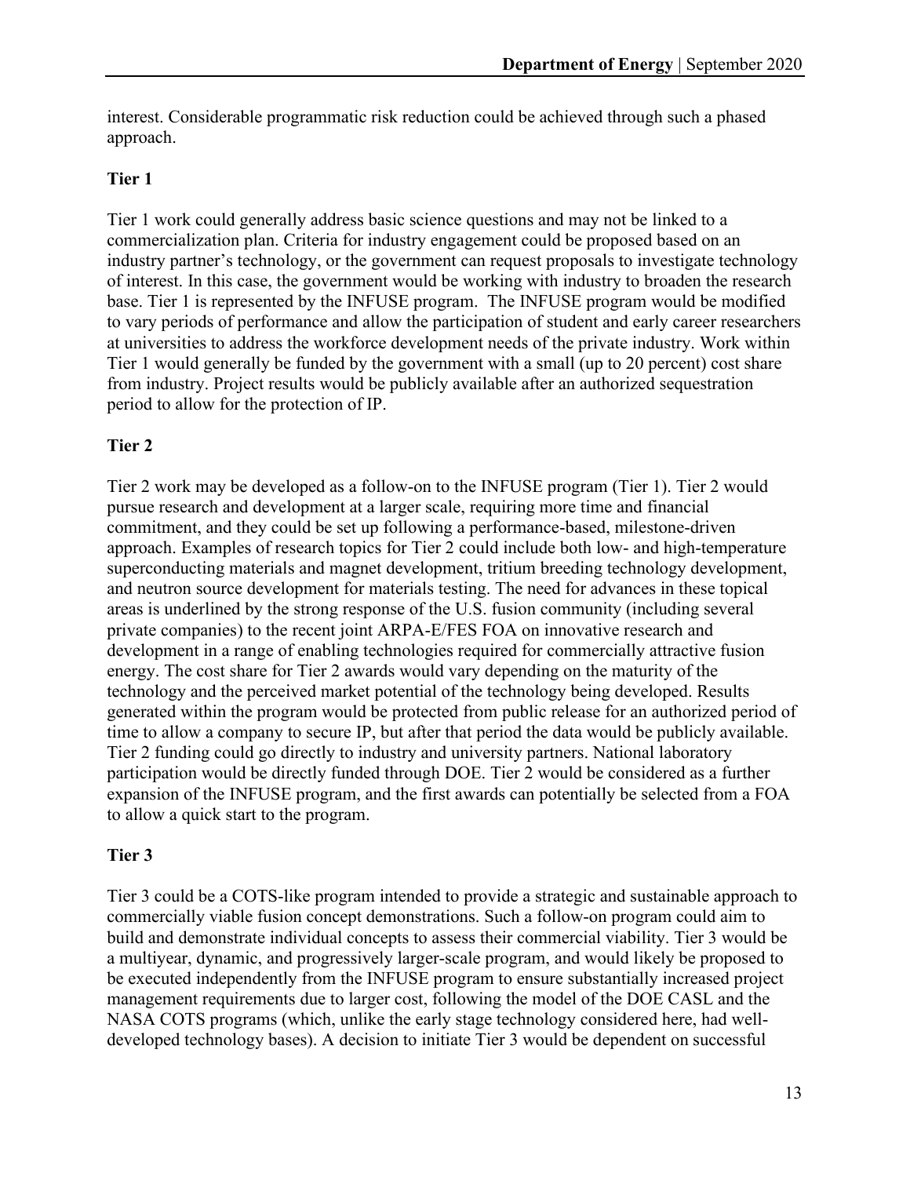interest. Considerable programmatic risk reduction could be achieved through such a phased approach.

**Tier 1**

Tier 1 work could generally address basic science questions and may not be linked to a commercialization plan. Criteria for industry engagement could be proposed based on an industry partner's technology, or the government can request proposals to investigate technology of interest. In this case, the government would be working with industry to broaden the research base. Tier 1 is represented by the INFUSE program. The INFUSE program would be modified to vary periods of performance and allow the participation of student and early career researchers at universities to address the workforce development needs of the private industry. Work within Tier 1 would generally be funded by the government with a small (up to 20 percent) cost share from industry. Project results would be publicly available after an authorized sequestration period to allow for the protection of IP.

**Tier 2**

Tier 2 work may be developed as a follow-on to the INFUSE program (Tier 1). Tier 2 would pursue research and development at a larger scale, requiring more time and financial commitment, and they could be set up following a performance-based, milestone-driven approach. Examples of research topics for Tier 2 could include both low- and high-temperature superconducting materials and magnet development, tritium breeding technology development, and neutron source development for materials testing. The need for advances in these topical areas is underlined by the strong response of the U.S. fusion community (including several private companies) to the recent joint ARPA-E/FES FOA on innovative research and development in a range of enabling technologies required for commercially attractive fusion energy. The cost share for Tier 2 awards would vary depending on the maturity of the technology and the perceived market potential of the technology being developed. Results generated within the program would be protected from public release for an authorized period of time to allow a company to secure IP, but after that period the data would be publicly available. Tier 2 funding could go directly to industry and university partners. National laboratory participation would be directly funded through DOE. Tier 2 would be considered as a further expansion of the INFUSE program, and the first awards can potentially be selected from a FOA to allow a quick start to the program.

**Tier 3**

Tier 3 could be a COTS-like program intended to provide a strategic and sustainable approach to commercially viable fusion concept demonstrations. Such a follow-on program could aim to build and demonstrate individual concepts to assess their commercial viability. Tier 3 would be a multiyear, dynamic, and progressively larger-scale program, and would likely be proposed to be executed independently from the INFUSE program to ensure substantially increased project management requirements due to larger cost, following the model of the DOE CASL and the NASA COTS programs (which, unlike the early stage technology considered here, had well-developed technology bases). A decision to initiate Tier 3 would be dependent on successful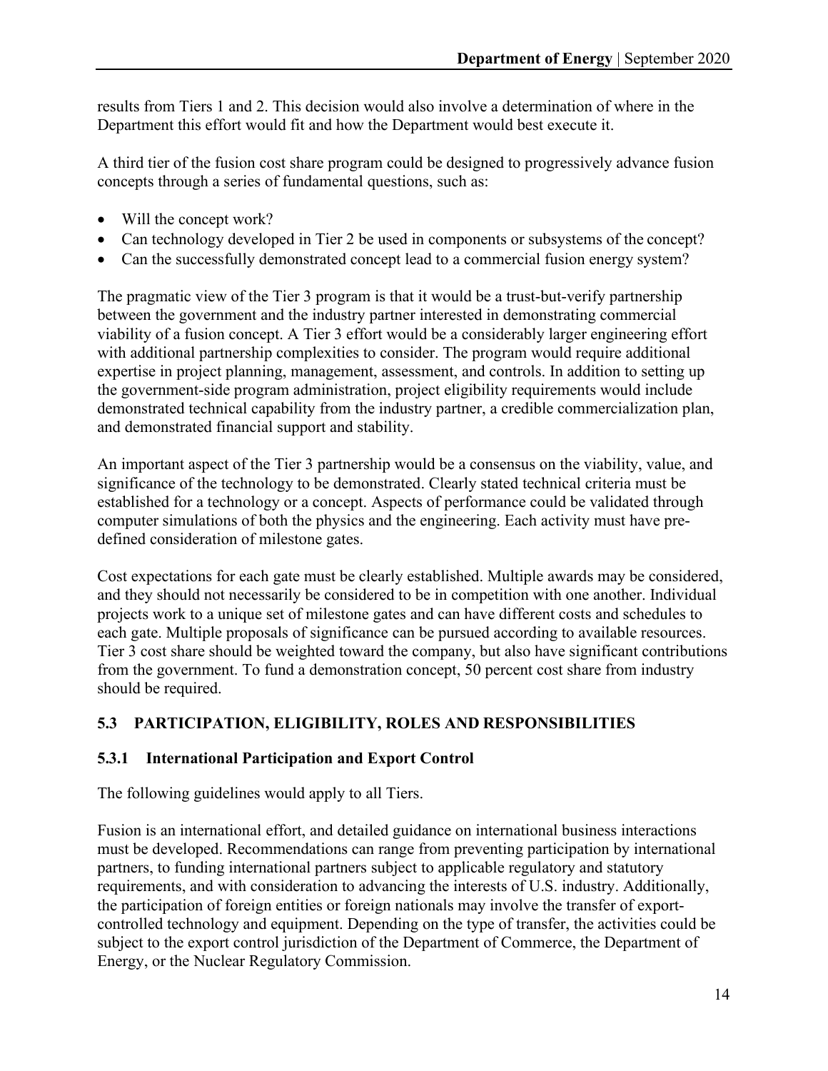results from Tiers 1 and 2. This decision would also involve a determination of where in the Department this effort would fit and how the Department would best execute it.

A third tier of the fusion cost share program could be designed to progressively advance fusion concepts through a series of fundamental questions, such as:

- Will the concept work?
- Can technology developed in Tier 2 be used in components or subsystems of the concept?
- Can the successfully demonstrated concept lead to a commercial fusion energy system?

The pragmatic view of the Tier 3 program is that it would be a trust-but-verify partnership between the government and the industry partner interested in demonstrating commercial viability of a fusion concept. A Tier 3 effort would be a considerably larger engineering effort with additional partnership complexities to consider. The program would require additional expertise in project planning, management, assessment, and controls. In addition to setting up the government-side program administration, project eligibility requirements would include demonstrated technical capability from the industry partner, a credible commercialization plan, and demonstrated financial support and stability.

An important aspect of the Tier 3 partnership would be a consensus on the viability, value, and significance of the technology to be demonstrated. Clearly stated technical criteria must be established for a technology or a concept. Aspects of performance could be validated through computer simulations of both the physics and the engineering. Each activity must have pre-defined consideration of milestone gates.

Cost expectations for each gate must be clearly established. Multiple awards may be considered, and they should not necessarily be considered to be in competition with one another. Individual projects work to a unique set of milestone gates and can have different costs and schedules to each gate. Multiple proposals of significance can be pursued according to available resources. Tier 3 cost share should be weighted toward the company, but also have significant contributions from the government. To fund a demonstration concept, 50 percent cost share from industry should be required.

## 5.3 PARTICIPATION, ELIGIBILITY, ROLES AND RESPONSIBILITIES

### 5.3.1 International Participation and Export Control

The following guidelines would apply to all Tiers.

Fusion is an international effort, and detailed guidance on international business interactions must be developed. Recommendations can range from preventing participation by international partners, to funding international partners subject to applicable regulatory and statutory requirements, and with consideration to advancing the interests of U.S. industry. Additionally, the participation of foreign entities or foreign nationals may involve the transfer of export-controlled technology and equipment. Depending on the type of transfer, the activities could be subject to the export control jurisdiction of the Department of Commerce, the Department of Energy, or the Nuclear Regulatory Commission.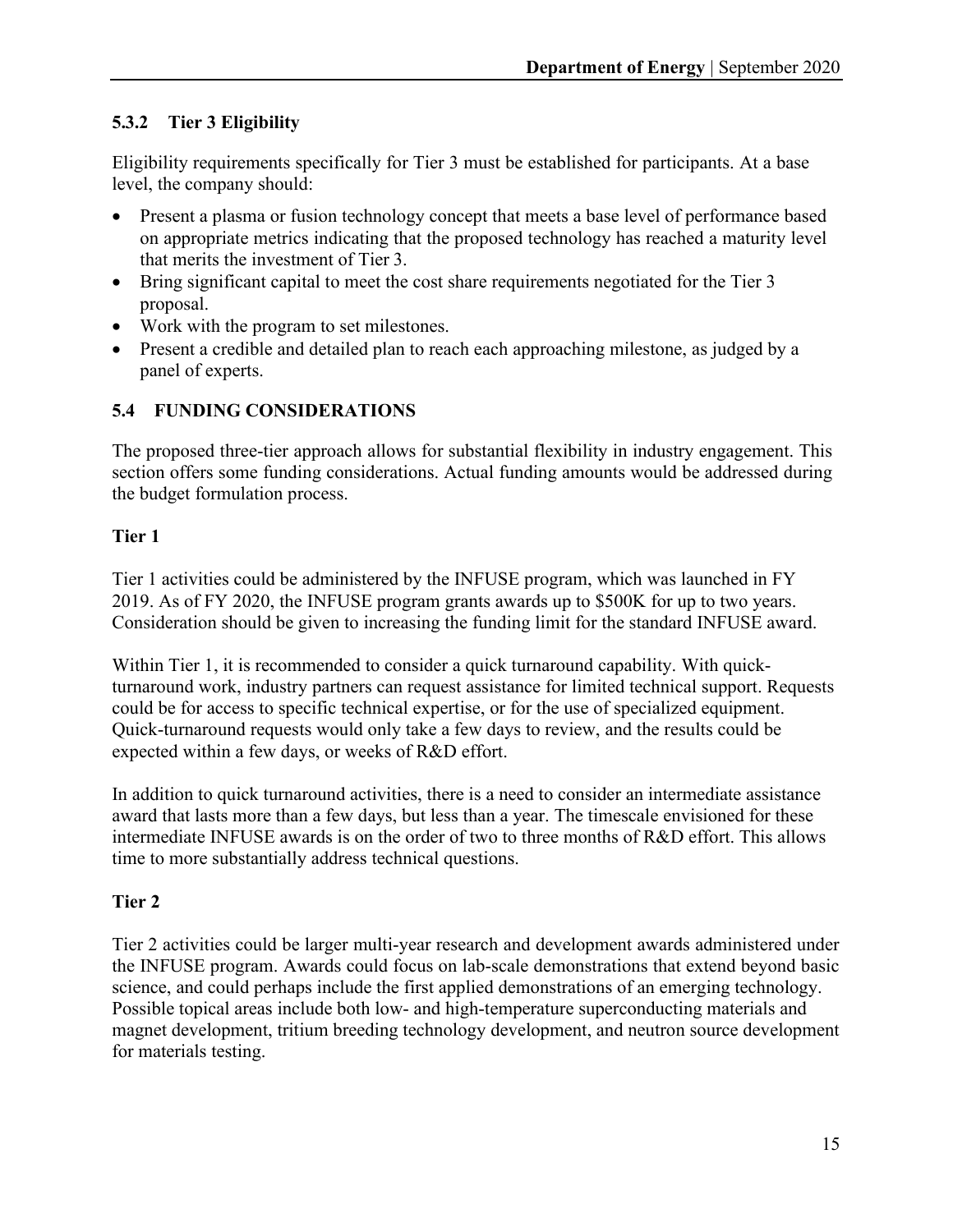### 5.3.2 Tier 3 Eligibility

Eligibility requirements specifically for Tier 3 must be established for participants. At a base level, the company should:

- Present a plasma or fusion technology concept that meets a base level of performance based on appropriate metrics indicating that the proposed technology has reached a maturity level that merits the investment of Tier 3.
- Bring significant capital to meet the cost share requirements negotiated for the Tier 3 proposal.
- Work with the program to set milestones.
- Present a credible and detailed plan to reach each approaching milestone, as judged by a panel of experts.

## 5.4 FUNDING CONSIDERATIONS

The proposed three-tier approach allows for substantial flexibility in industry engagement. This section offers some funding considerations. Actual funding amounts would be addressed during the budget formulation process.

**Tier 1**

Tier 1 activities could be administered by the INFUSE program, which was launched in FY 2019. As of FY 2020, the INFUSE program grants awards up to $500K for up to two years. Consideration should be given to increasing the funding limit for the standard INFUSE award.

Within Tier 1, it is recommended to consider a quick turnaround capability. With quick-turnaround work, industry partners can request assistance for limited technical support. Requests could be for access to specific technical expertise, or for the use of specialized equipment. Quick-turnaround requests would only take a few days to review, and the results could be expected within a few days, or weeks of R&D effort.

In addition to quick turnaround activities, there is a need to consider an intermediate assistance award that lasts more than a few days, but less than a year. The timescale envisioned for these intermediate INFUSE awards is on the order of two to three months of R&D effort. This allows time to more substantially address technical questions.

**Tier 2**

Tier 2 activities could be larger multi-year research and development awards administered under the INFUSE program. Awards could focus on lab-scale demonstrations that extend beyond basic science, and could perhaps include the first applied demonstrations of an emerging technology. Possible topical areas include both low- and high-temperature superconducting materials and magnet development, tritium breeding technology development, and neutron source development for materials testing.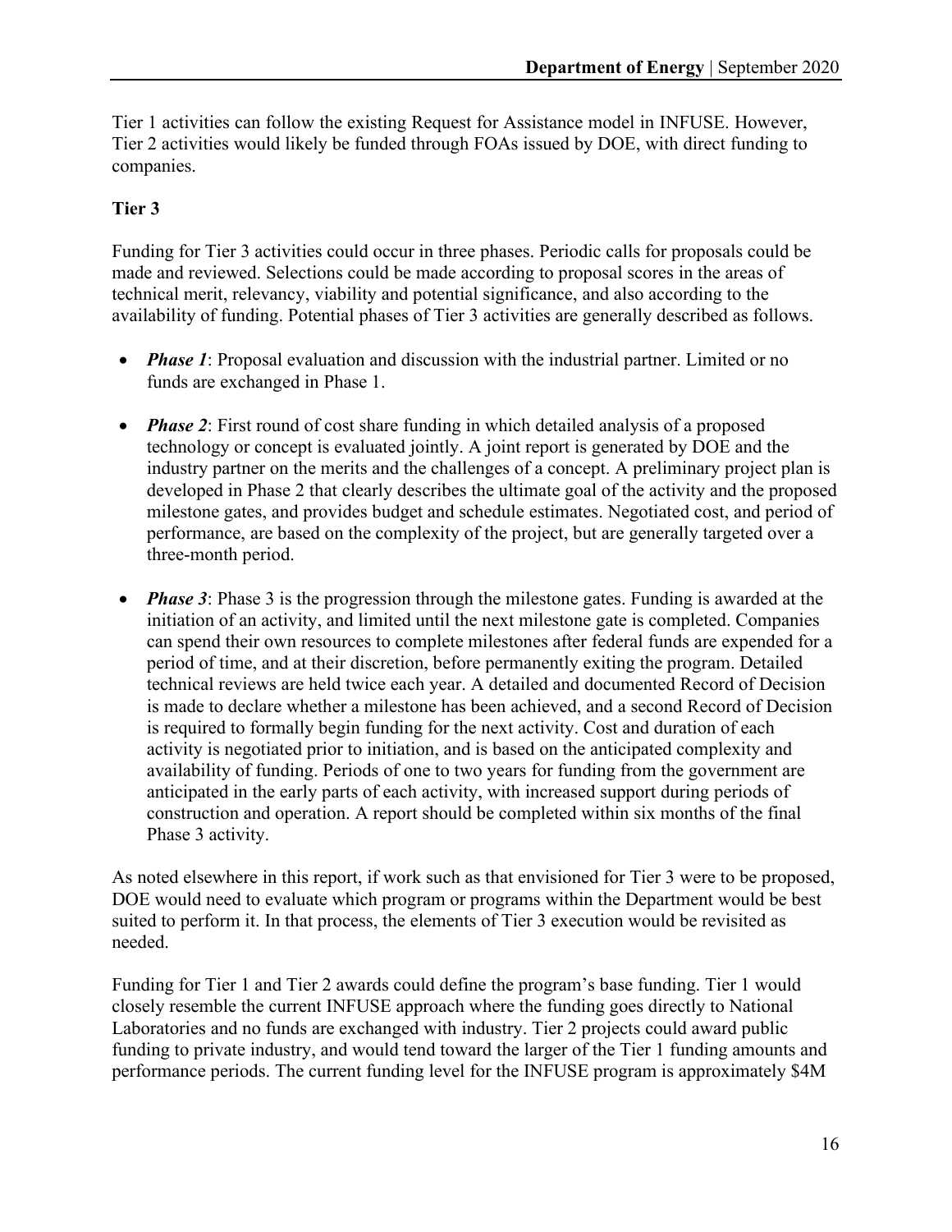Tier 1 activities can follow the existing Request for Assistance model in INFUSE. However, Tier 2 activities would likely be funded through FOAs issued by DOE, with direct funding to companies.

**Tier 3**

Funding for Tier 3 activities could occur in three phases. Periodic calls for proposals could be made and reviewed. Selections could be made according to proposal scores in the areas of technical merit, relevancy, viability and potential significance, and also according to the availability of funding. Potential phases of Tier 3 activities are generally described as follows.

- ***Phase 1***: Proposal evaluation and discussion with the industrial partner. Limited or no funds are exchanged in Phase 1.
- ***Phase 2***: First round of cost share funding in which detailed analysis of a proposed technology or concept is evaluated jointly. A joint report is generated by DOE and the industry partner on the merits and the challenges of a concept. A preliminary project plan is developed in Phase 2 that clearly describes the ultimate goal of the activity and the proposed milestone gates, and provides budget and schedule estimates. Negotiated cost, and period of performance, are based on the complexity of the project, but are generally targeted over a three-month period.
- ***Phase 3***: Phase 3 is the progression through the milestone gates. Funding is awarded at the initiation of an activity, and limited until the next milestone gate is completed. Companies can spend their own resources to complete milestones after federal funds are expended for a period of time, and at their discretion, before permanently exiting the program. Detailed technical reviews are held twice each year. A detailed and documented Record of Decision is made to declare whether a milestone has been achieved, and a second Record of Decision is required to formally begin funding for the next activity. Cost and duration of each activity is negotiated prior to initiation, and is based on the anticipated complexity and availability of funding. Periods of one to two years for funding from the government are anticipated in the early parts of each activity, with increased support during periods of construction and operation. A report should be completed within six months of the final Phase 3 activity.

As noted elsewhere in this report, if work such as that envisioned for Tier 3 were to be proposed, DOE would need to evaluate which program or programs within the Department would be best suited to perform it. In that process, the elements of Tier 3 execution would be revisited as needed.

Funding for Tier 1 and Tier 2 awards could define the program's base funding. Tier 1 would closely resemble the current INFUSE approach where the funding goes directly to National Laboratories and no funds are exchanged with industry. Tier 2 projects could award public funding to private industry, and would tend toward the larger of the Tier 1 funding amounts and performance periods. The current funding level for the INFUSE program is approximately $4M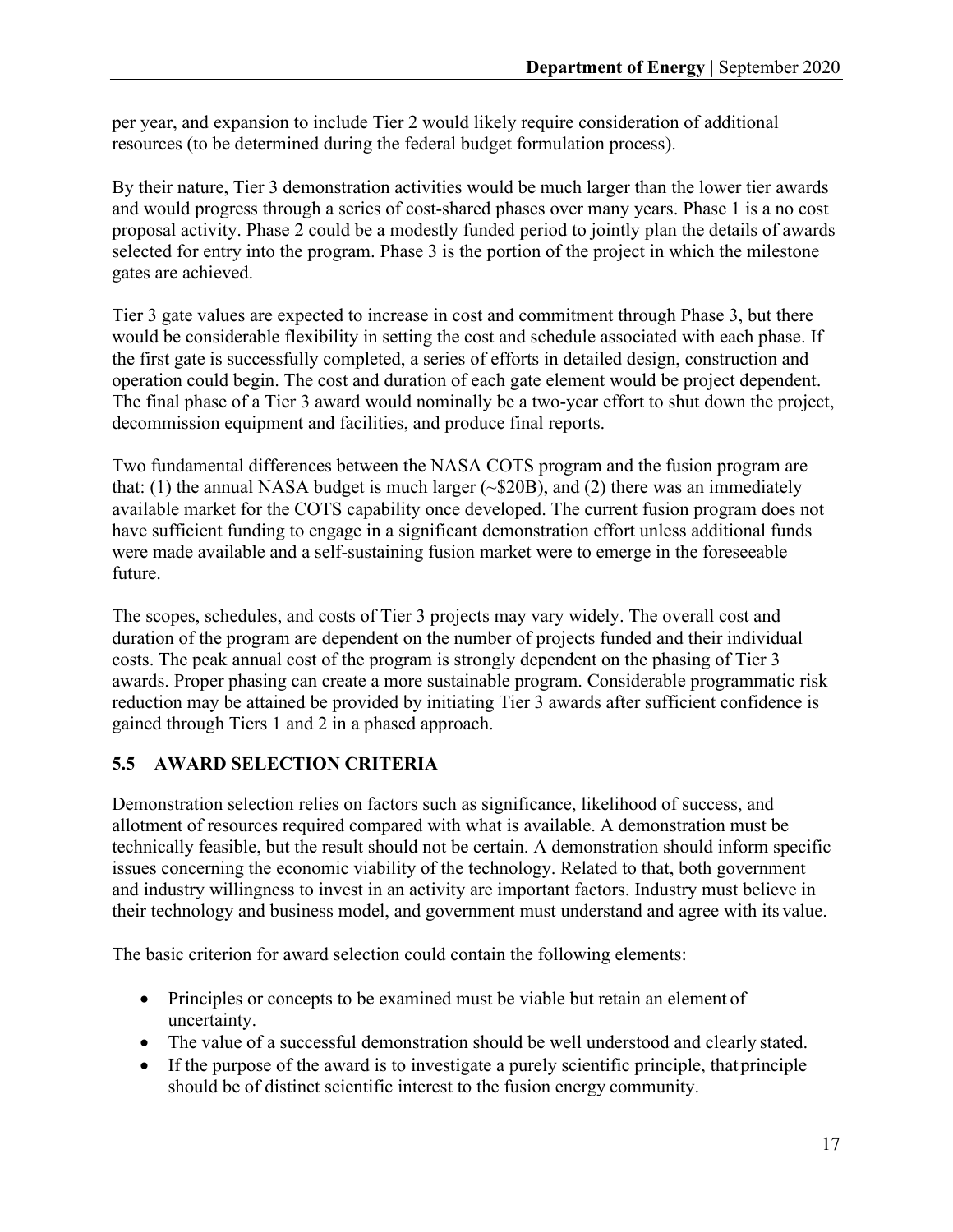per year, and expansion to include Tier 2 would likely require consideration of additional resources (to be determined during the federal budget formulation process).

By their nature, Tier 3 demonstration activities would be much larger than the lower tier awards and would progress through a series of cost-shared phases over many years. Phase 1 is a no cost proposal activity. Phase 2 could be a modestly funded period to jointly plan the details of awards selected for entry into the program. Phase 3 is the portion of the project in which the milestone gates are achieved.

Tier 3 gate values are expected to increase in cost and commitment through Phase 3, but there would be considerable flexibility in setting the cost and schedule associated with each phase. If the first gate is successfully completed, a series of efforts in detailed design, construction and operation could begin. The cost and duration of each gate element would be project dependent. The final phase of a Tier 3 award would nominally be a two-year effort to shut down the project, decommission equipment and facilities, and produce final reports.

Two fundamental differences between the NASA COTS program and the fusion program are that: (1) the annual NASA budget is much larger (~$20B), and (2) there was an immediately available market for the COTS capability once developed. The current fusion program does not have sufficient funding to engage in a significant demonstration effort unless additional funds were made available and a self-sustaining fusion market were to emerge in the foreseeable future.

The scopes, schedules, and costs of Tier 3 projects may vary widely. The overall cost and duration of the program are dependent on the number of projects funded and their individual costs. The peak annual cost of the program is strongly dependent on the phasing of Tier 3 awards. Proper phasing can create a more sustainable program. Considerable programmatic risk reduction may be attained be provided by initiating Tier 3 awards after sufficient confidence is gained through Tiers 1 and 2 in a phased approach.

### 5.5 AWARD SELECTION CRITERIA

Demonstration selection relies on factors such as significance, likelihood of success, and allotment of resources required compared with what is available. A demonstration must be technically feasible, but the result should not be certain. A demonstration should inform specific issues concerning the economic viability of the technology. Related to that, both government and industry willingness to invest in an activity are important factors. Industry must believe in their technology and business model, and government must understand and agree with its value.

The basic criterion for award selection could contain the following elements:

- Principles or concepts to be examined must be viable but retain an element of uncertainty.
- The value of a successful demonstration should be well understood and clearly stated.
- If the purpose of the award is to investigate a purely scientific principle, that principle should be of distinct scientific interest to the fusion energy community.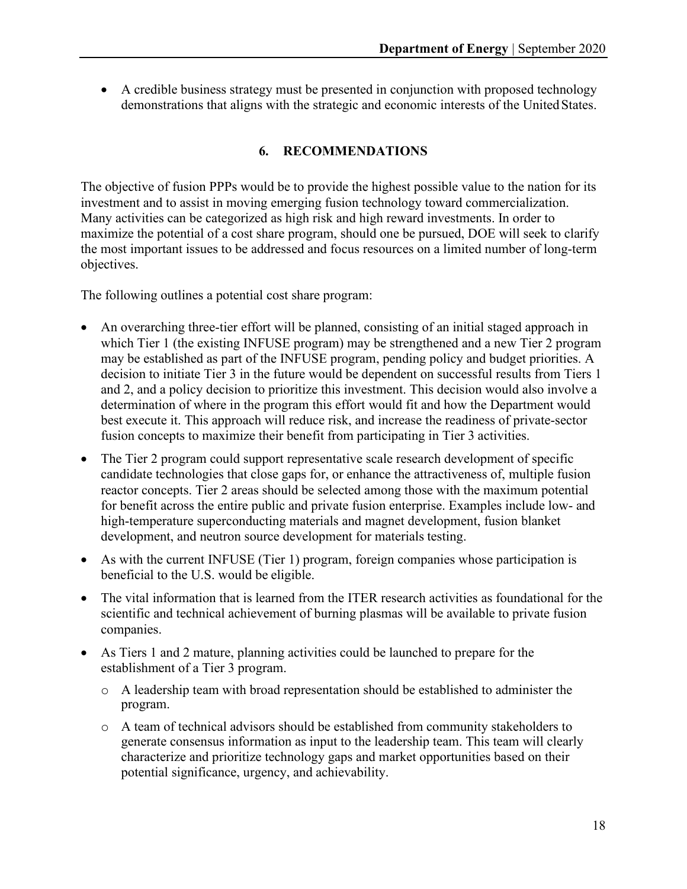- A credible business strategy must be presented in conjunction with proposed technology demonstrations that aligns with the strategic and economic interests of the United States.

## 6. RECOMMENDATIONS

The objective of fusion PPPs would be to provide the highest possible value to the nation for its investment and to assist in moving emerging fusion technology toward commercialization. Many activities can be categorized as high risk and high reward investments. In order to maximize the potential of a cost share program, should one be pursued, DOE will seek to clarify the most important issues to be addressed and focus resources on a limited number of long-term objectives.

The following outlines a potential cost share program:

- An overarching three-tier effort will be planned, consisting of an initial staged approach in which Tier 1 (the existing INFUSE program) may be strengthened and a new Tier 2 program may be established as part of the INFUSE program, pending policy and budget priorities. A decision to initiate Tier 3 in the future would be dependent on successful results from Tiers 1 and 2, and a policy decision to prioritize this investment. This decision would also involve a determination of where in the program this effort would fit and how the Department would best execute it. This approach will reduce risk, and increase the readiness of private-sector fusion concepts to maximize their benefit from participating in Tier 3 activities.
- The Tier 2 program could support representative scale research development of specific candidate technologies that close gaps for, or enhance the attractiveness of, multiple fusion reactor concepts. Tier 2 areas should be selected among those with the maximum potential for benefit across the entire public and private fusion enterprise. Examples include low- and high-temperature superconducting materials and magnet development, fusion blanket development, and neutron source development for materials testing.
- As with the current INFUSE (Tier 1) program, foreign companies whose participation is beneficial to the U.S. would be eligible.
- The vital information that is learned from the ITER research activities as foundational for the scientific and technical achievement of burning plasmas will be available to private fusion companies.
- As Tiers 1 and 2 mature, planning activities could be launched to prepare for the establishment of a Tier 3 program.
  - A leadership team with broad representation should be established to administer the program.
  - A team of technical advisors should be established from community stakeholders to generate consensus information as input to the leadership team. This team will clearly characterize and prioritize technology gaps and market opportunities based on their potential significance, urgency, and achievability.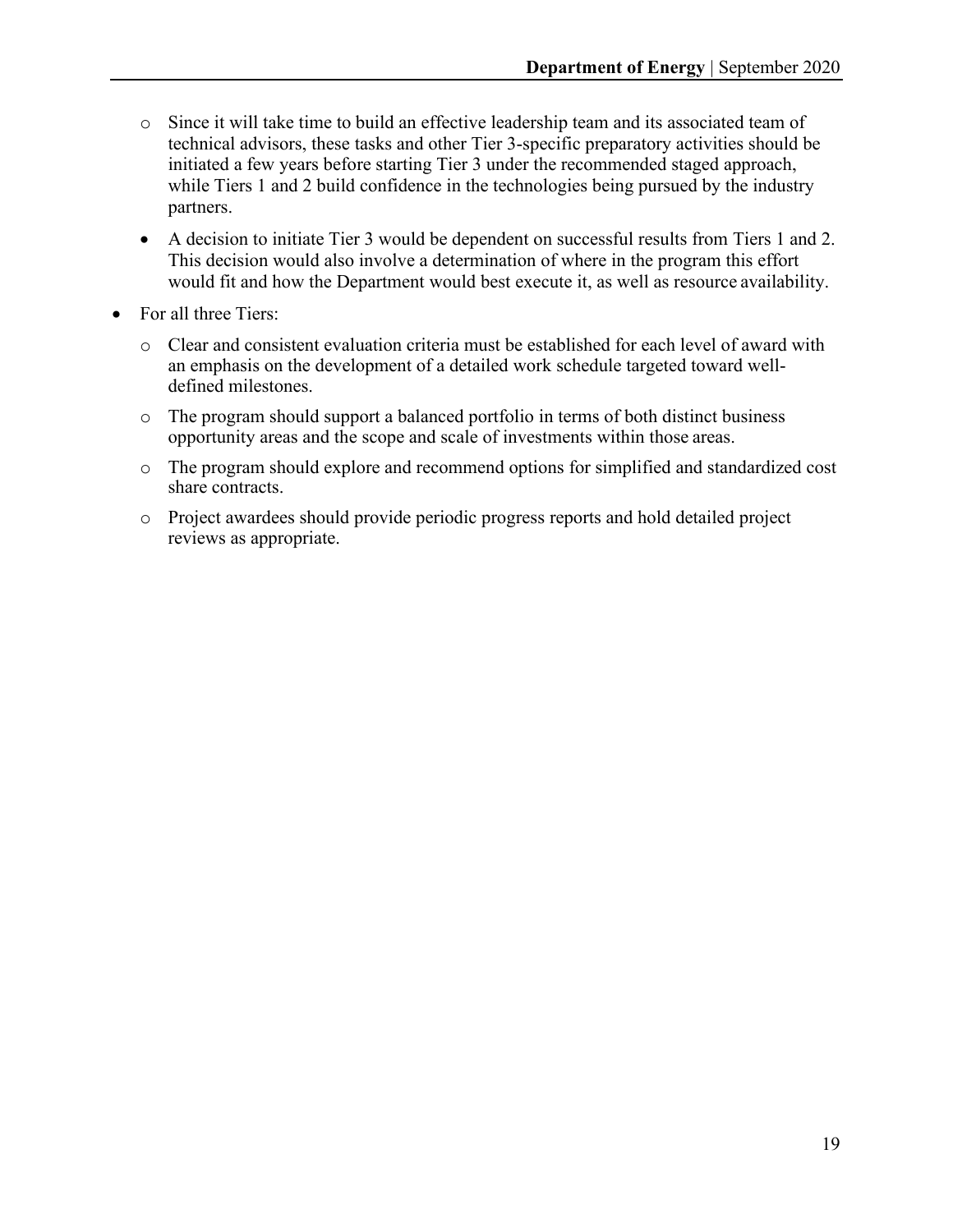- Since it will take time to build an effective leadership team and its associated team of technical advisors, these tasks and other Tier 3-specific preparatory activities should be initiated a few years before starting Tier 3 under the recommended staged approach, while Tiers 1 and 2 build confidence in the technologies being pursued by the industry partners.
  - A decision to initiate Tier 3 would be dependent on successful results from Tiers 1 and 2. This decision would also involve a determination of where in the program this effort would fit and how the Department would best execute it, as well as resource availability.
- For all three Tiers:
  - Clear and consistent evaluation criteria must be established for each level of award with an emphasis on the development of a detailed work schedule targeted toward well-defined milestones.
  - The program should support a balanced portfolio in terms of both distinct business opportunity areas and the scope and scale of investments within those areas.
  - The program should explore and recommend options for simplified and standardized cost share contracts.
  - Project awardees should provide periodic progress reports and hold detailed project reviews as appropriate.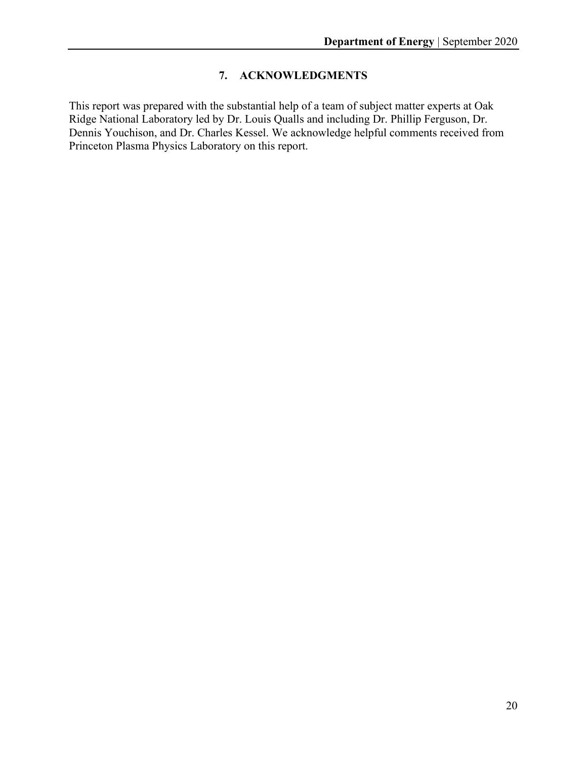## 7. ACKNOWLEDGMENTS

This report was prepared with the substantial help of a team of subject matter experts at Oak Ridge National Laboratory led by Dr. Louis Qualls and including Dr. Phillip Ferguson, Dr. Dennis Youchison, and Dr. Charles Kessel. We acknowledge helpful comments received from Princeton Plasma Physics Laboratory on this report.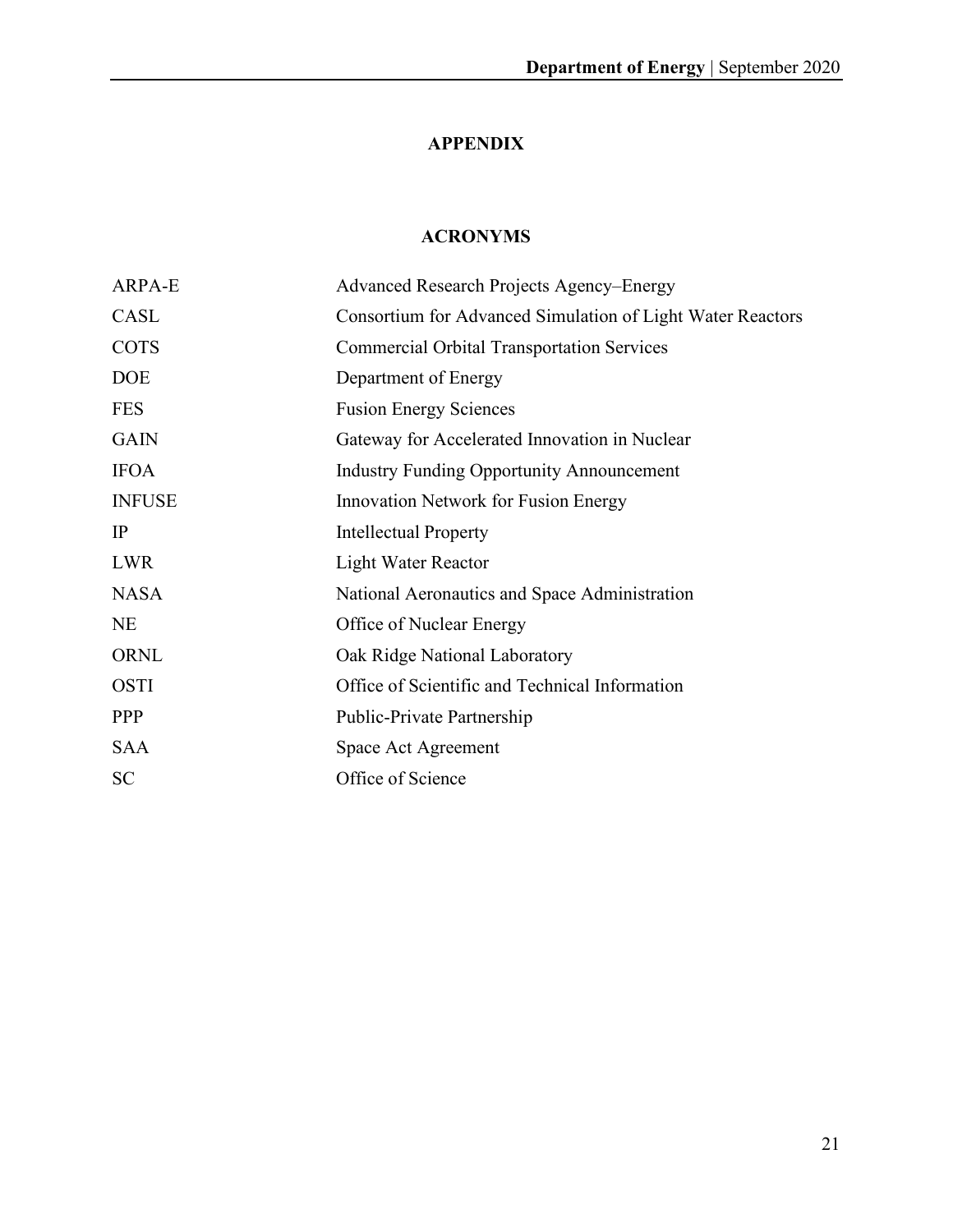# APPENDIX

## ACRONYMS

| | |
|---|---|
| ARPA-E | Advanced Research Projects Agency–Energy |
| CASL | Consortium for Advanced Simulation of Light Water Reactors |
| COTS | Commercial Orbital Transportation Services |
| DOE | Department of Energy |
| FES | Fusion Energy Sciences |
| GAIN | Gateway for Accelerated Innovation in Nuclear |
| IFOA | Industry Funding Opportunity Announcement |
| INFUSE | Innovation Network for Fusion Energy |
| IP | Intellectual Property |
| LWR | Light Water Reactor |
| NASA | National Aeronautics and Space Administration |
| NE | Office of Nuclear Energy |
| ORNL | Oak Ridge National Laboratory |
| OSTI | Office of Scientific and Technical Information |
| PPP | Public-Private Partnership |
| SAA | Space Act Agreement |
| SC | Office of Science |